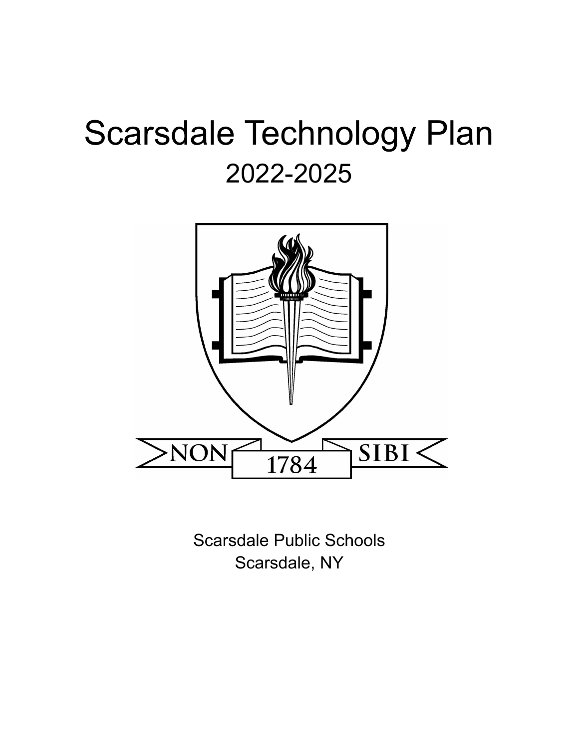# Scarsdale Technology Plan

## 2022-2025

NON 1784 SIBI

Scarsdale Public Schools

Scarsdale, NY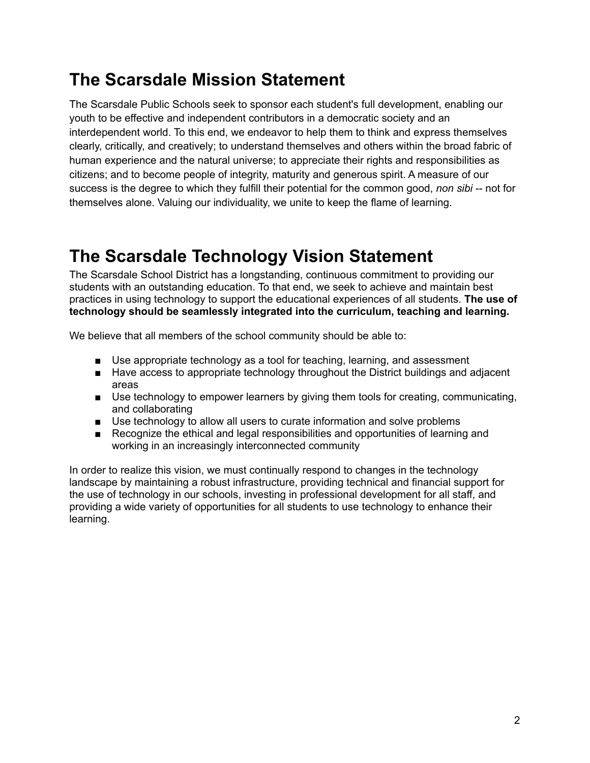# The Scarsdale Mission Statement

The Scarsdale Public Schools seek to sponsor each student's full development, enabling our youth to be effective and independent contributors in a democratic society and an interdependent world. To this end, we endeavor to help them to think and express themselves clearly, critically, and creatively; to understand themselves and others within the broad fabric of human experience and the natural universe; to appreciate their rights and responsibilities as citizens; and to become people of integrity, maturity and generous spirit. A measure of our success is the degree to which they fulfill their potential for the common good, *non sibi* -- not for themselves alone. Valuing our individuality, we unite to keep the flame of learning.

# The Scarsdale Technology Vision Statement

The Scarsdale School District has a longstanding, continuous commitment to providing our students with an outstanding education. To that end, we seek to achieve and maintain best practices in using technology to support the educational experiences of all students. **The use of technology should be seamlessly integrated into the curriculum, teaching and learning.**

We believe that all members of the school community should be able to:

- Use appropriate technology as a tool for teaching, learning, and assessment
- Have access to appropriate technology throughout the District buildings and adjacent areas
- Use technology to empower learners by giving them tools for creating, communicating, and collaborating
- Use technology to allow all users to curate information and solve problems
- Recognize the ethical and legal responsibilities and opportunities of learning and working in an increasingly interconnected community

In order to realize this vision, we must continually respond to changes in the technology landscape by maintaining a robust infrastructure, providing technical and financial support for the use of technology in our schools, investing in professional development for all staff, and providing a wide variety of opportunities for all students to use technology to enhance their learning.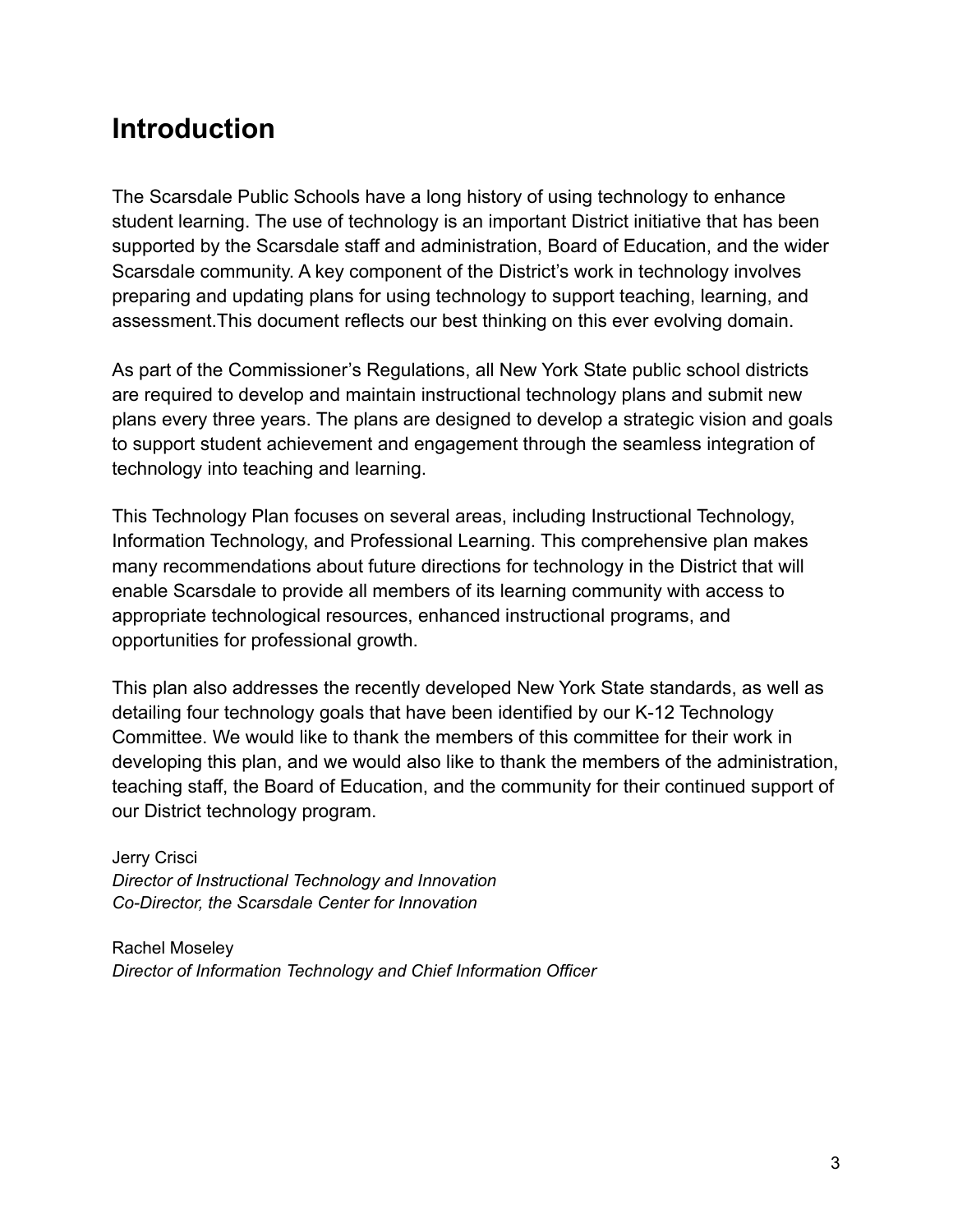# Introduction

The Scarsdale Public Schools have a long history of using technology to enhance student learning. The use of technology is an important District initiative that has been supported by the Scarsdale staff and administration, Board of Education, and the wider Scarsdale community. A key component of the District's work in technology involves preparing and updating plans for using technology to support teaching, learning, and assessment.This document reflects our best thinking on this ever evolving domain.

As part of the Commissioner's Regulations, all New York State public school districts are required to develop and maintain instructional technology plans and submit new plans every three years. The plans are designed to develop a strategic vision and goals to support student achievement and engagement through the seamless integration of technology into teaching and learning.

This Technology Plan focuses on several areas, including Instructional Technology, Information Technology, and Professional Learning. This comprehensive plan makes many recommendations about future directions for technology in the District that will enable Scarsdale to provide all members of its learning community with access to appropriate technological resources, enhanced instructional programs, and opportunities for professional growth.

This plan also addresses the recently developed New York State standards, as well as detailing four technology goals that have been identified by our K-12 Technology Committee. We would like to thank the members of this committee for their work in developing this plan, and we would also like to thank the members of the administration, teaching staff, the Board of Education, and the community for their continued support of our District technology program.

Jerry Crisci
*Director of Instructional Technology and Innovation*
*Co-Director, the Scarsdale Center for Innovation*

Rachel Moseley
*Director of Information Technology and Chief Information Officer*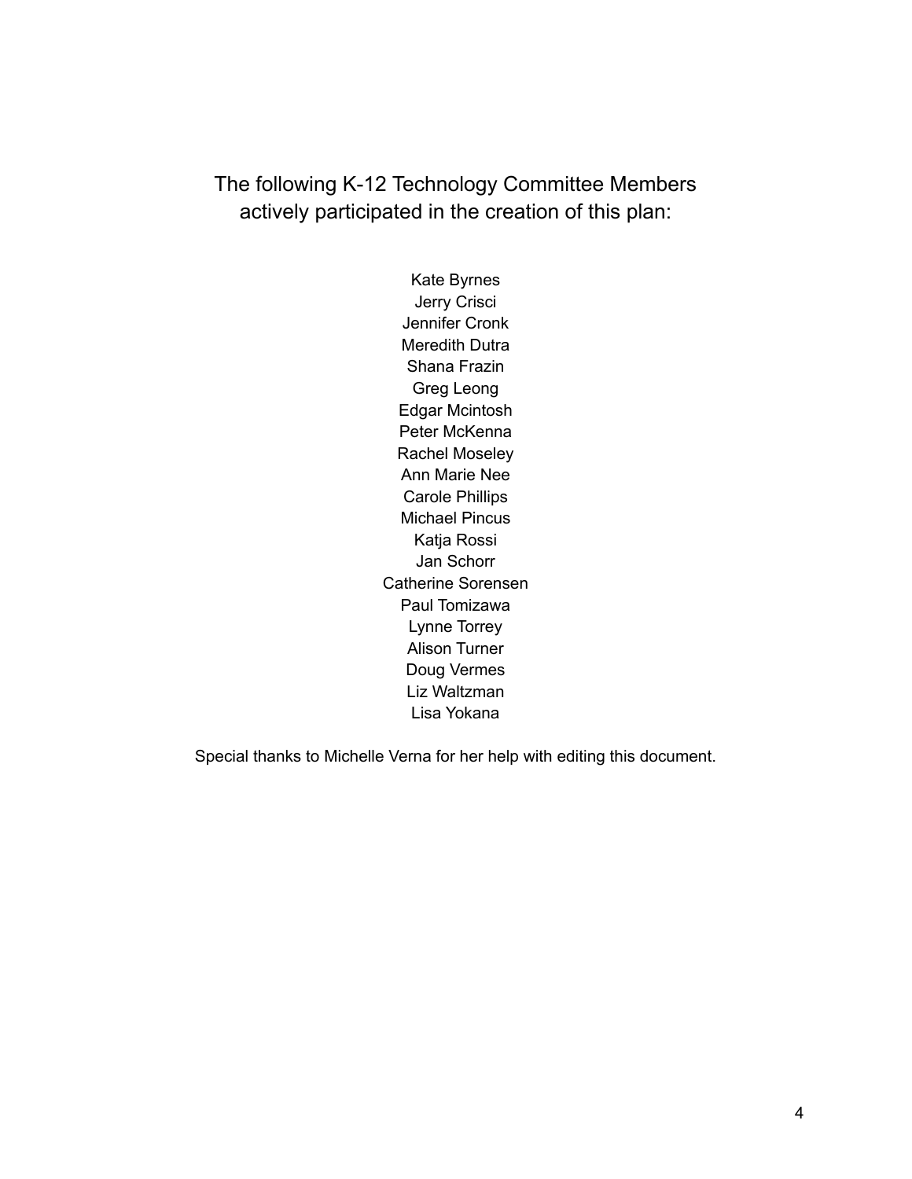The following K-12 Technology Committee Members actively participated in the creation of this plan:

Kate Byrnes
Jerry Crisci
Jennifer Cronk
Meredith Dutra
Shana Frazin
Greg Leong
Edgar Mcintosh
Peter McKenna
Rachel Moseley
Ann Marie Nee
Carole Phillips
Michael Pincus
Katja Rossi
Jan Schorr
Catherine Sorensen
Paul Tomizawa
Lynne Torrey
Alison Turner
Doug Vermes
Liz Waltzman
Lisa Yokana

Special thanks to Michelle Verna for her help with editing this document.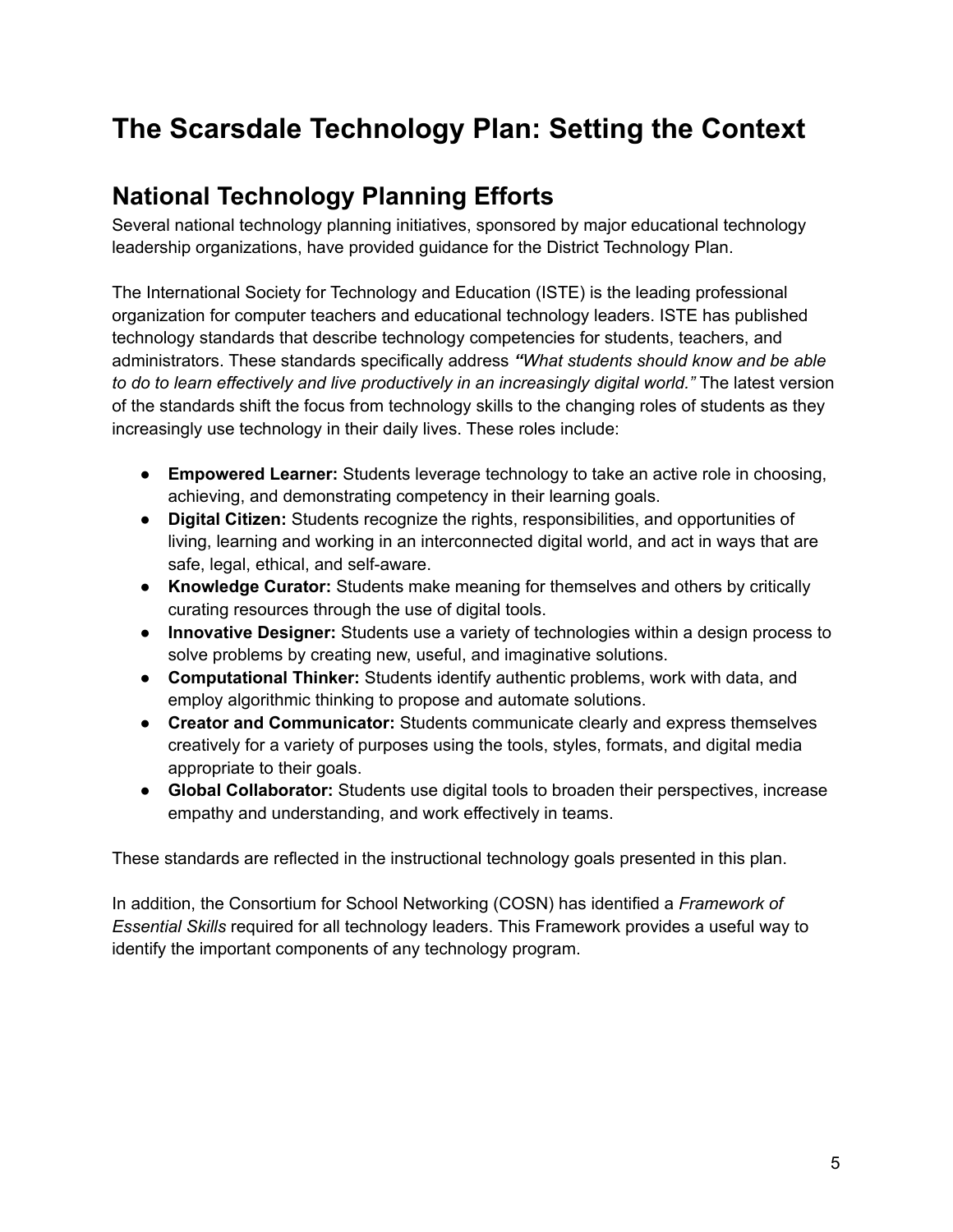# The Scarsdale Technology Plan: Setting the Context

## National Technology Planning Efforts

Several national technology planning initiatives, sponsored by major educational technology leadership organizations, have provided guidance for the District Technology Plan.

The International Society for Technology and Education (ISTE) is the leading professional organization for computer teachers and educational technology leaders. ISTE has published technology standards that describe technology competencies for students, teachers, and administrators. These standards specifically address ***"What students should know and be able to do to learn effectively and live productively in an increasingly digital world."*** The latest version of the standards shift the focus from technology skills to the changing roles of students as they increasingly use technology in their daily lives. These roles include:

- **Empowered Learner:** Students leverage technology to take an active role in choosing, achieving, and demonstrating competency in their learning goals.
- **Digital Citizen:** Students recognize the rights, responsibilities, and opportunities of living, learning and working in an interconnected digital world, and act in ways that are safe, legal, ethical, and self-aware.
- **Knowledge Curator:** Students make meaning for themselves and others by critically curating resources through the use of digital tools.
- **Innovative Designer:** Students use a variety of technologies within a design process to solve problems by creating new, useful, and imaginative solutions.
- **Computational Thinker:** Students identify authentic problems, work with data, and employ algorithmic thinking to propose and automate solutions.
- **Creator and Communicator:** Students communicate clearly and express themselves creatively for a variety of purposes using the tools, styles, formats, and digital media appropriate to their goals.
- **Global Collaborator:** Students use digital tools to broaden their perspectives, increase empathy and understanding, and work effectively in teams.

These standards are reflected in the instructional technology goals presented in this plan.

In addition, the Consortium for School Networking (COSN) has identified a *Framework of Essential Skills* required for all technology leaders. This Framework provides a useful way to identify the important components of any technology program.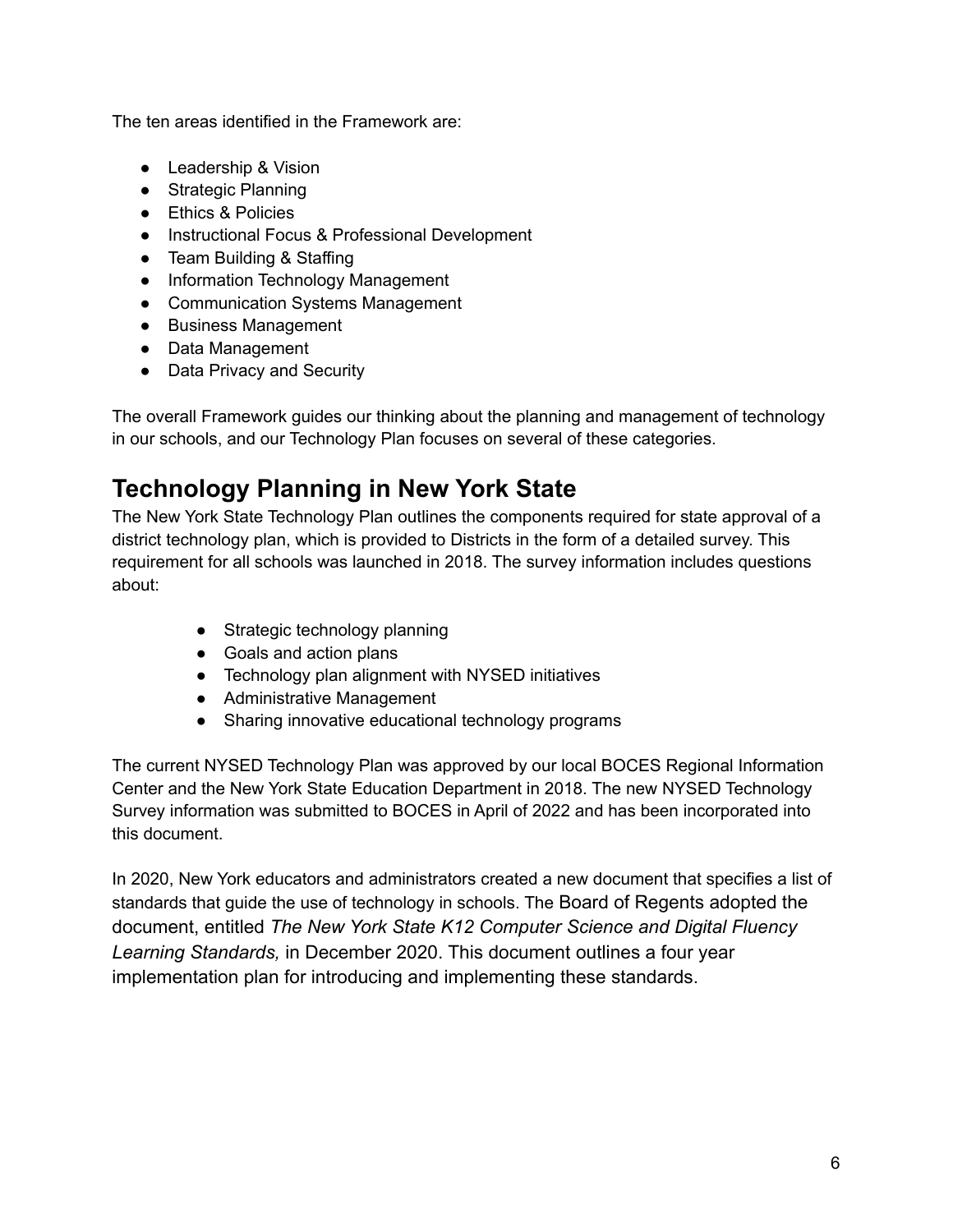The ten areas identified in the Framework are:

- Leadership & Vision
- Strategic Planning
- Ethics & Policies
- Instructional Focus & Professional Development
- Team Building & Staffing
- Information Technology Management
- Communication Systems Management
- Business Management
- Data Management
- Data Privacy and Security

The overall Framework guides our thinking about the planning and management of technology in our schools, and our Technology Plan focuses on several of these categories.

## Technology Planning in New York State

The New York State Technology Plan outlines the components required for state approval of a district technology plan, which is provided to Districts in the form of a detailed survey. This requirement for all schools was launched in 2018. The survey information includes questions about:

- Strategic technology planning
- Goals and action plans
- Technology plan alignment with NYSED initiatives
- Administrative Management
- Sharing innovative educational technology programs

The current NYSED Technology Plan was approved by our local BOCES Regional Information Center and the New York State Education Department in 2018. The new NYSED Technology Survey information was submitted to BOCES in April of 2022 and has been incorporated into this document.

In 2020, New York educators and administrators created a new document that specifies a list of standards that guide the use of technology in schools. The Board of Regents adopted the document, entitled *The New York State K12 Computer Science and Digital Fluency Learning Standards,* in December 2020. This document outlines a four year implementation plan for introducing and implementing these standards.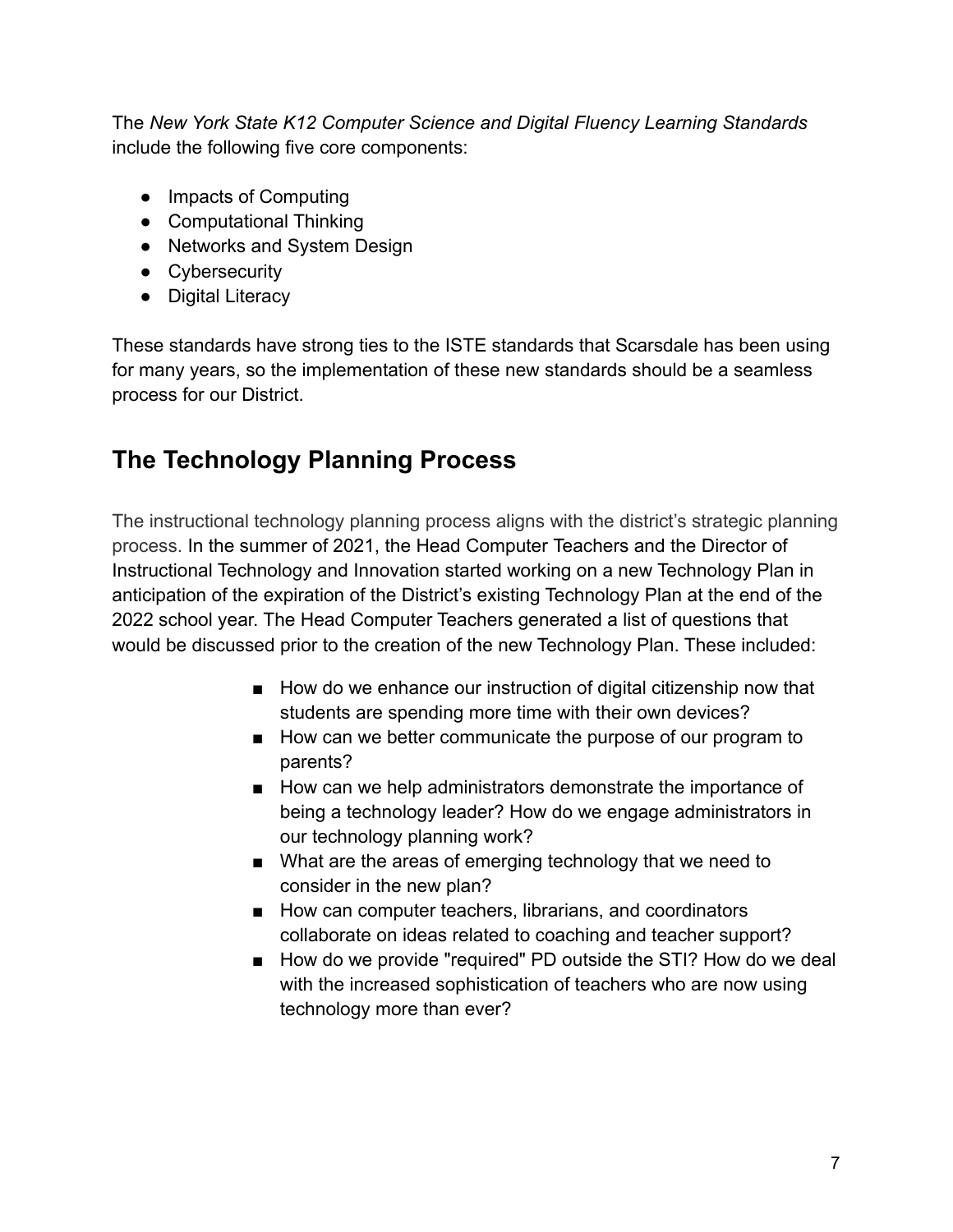The *New York State K12 Computer Science and Digital Fluency Learning Standards* include the following five core components:

- Impacts of Computing
- Computational Thinking
- Networks and System Design
- Cybersecurity
- Digital Literacy

These standards have strong ties to the ISTE standards that Scarsdale has been using for many years, so the implementation of these new standards should be a seamless process for our District.

## The Technology Planning Process

The instructional technology planning process aligns with the district's strategic planning process. In the summer of 2021, the Head Computer Teachers and the Director of Instructional Technology and Innovation started working on a new Technology Plan in anticipation of the expiration of the District's existing Technology Plan at the end of the 2022 school year. The Head Computer Teachers generated a list of questions that would be discussed prior to the creation of the new Technology Plan. These included:

- How do we enhance our instruction of digital citizenship now that students are spending more time with their own devices?
- How can we better communicate the purpose of our program to parents?
- How can we help administrators demonstrate the importance of being a technology leader? How do we engage administrators in our technology planning work?
- What are the areas of emerging technology that we need to consider in the new plan?
- How can computer teachers, librarians, and coordinators collaborate on ideas related to coaching and teacher support?
- How do we provide "required" PD outside the STI? How do we deal with the increased sophistication of teachers who are now using technology more than ever?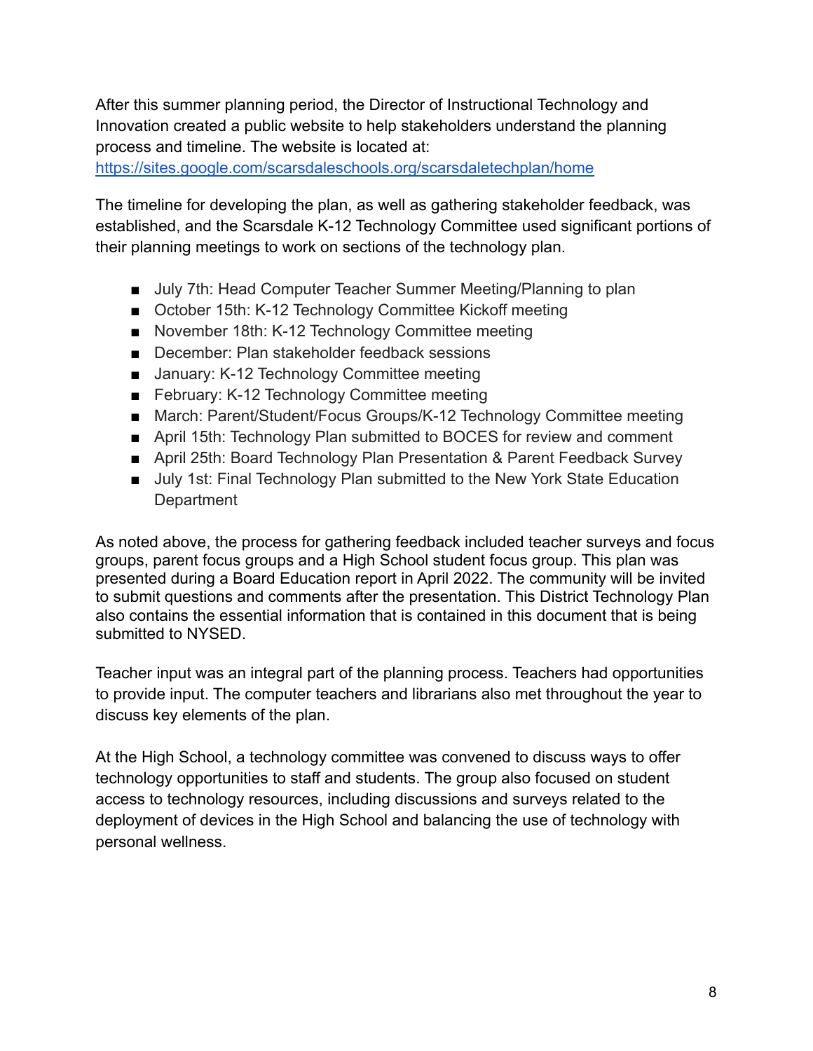After this summer planning period, the Director of Instructional Technology and Innovation created a public website to help stakeholders understand the planning process and timeline. The website is located at: https://sites.google.com/scarsdaleschools.org/scarsdaletechplan/home

The timeline for developing the plan, as well as gathering stakeholder feedback, was established, and the Scarsdale K-12 Technology Committee used significant portions of their planning meetings to work on sections of the technology plan.

- July 7th: Head Computer Teacher Summer Meeting/Planning to plan
- October 15th: K-12 Technology Committee Kickoff meeting
- November 18th: K-12 Technology Committee meeting
- December: Plan stakeholder feedback sessions
- January: K-12 Technology Committee meeting
- February: K-12 Technology Committee meeting
- March: Parent/Student/Focus Groups/K-12 Technology Committee meeting
- April 15th: Technology Plan submitted to BOCES for review and comment
- April 25th: Board Technology Plan Presentation & Parent Feedback Survey
- July 1st: Final Technology Plan submitted to the New York State Education Department

As noted above, the process for gathering feedback included teacher surveys and focus groups, parent focus groups and a High School student focus group. This plan was presented during a Board Education report in April 2022. The community will be invited to submit questions and comments after the presentation. This District Technology Plan also contains the essential information that is contained in this document that is being submitted to NYSED.

Teacher input was an integral part of the planning process. Teachers had opportunities to provide input. The computer teachers and librarians also met throughout the year to discuss key elements of the plan.

At the High School, a technology committee was convened to discuss ways to offer technology opportunities to staff and students. The group also focused on student access to technology resources, including discussions and surveys related to the deployment of devices in the High School and balancing the use of technology with personal wellness.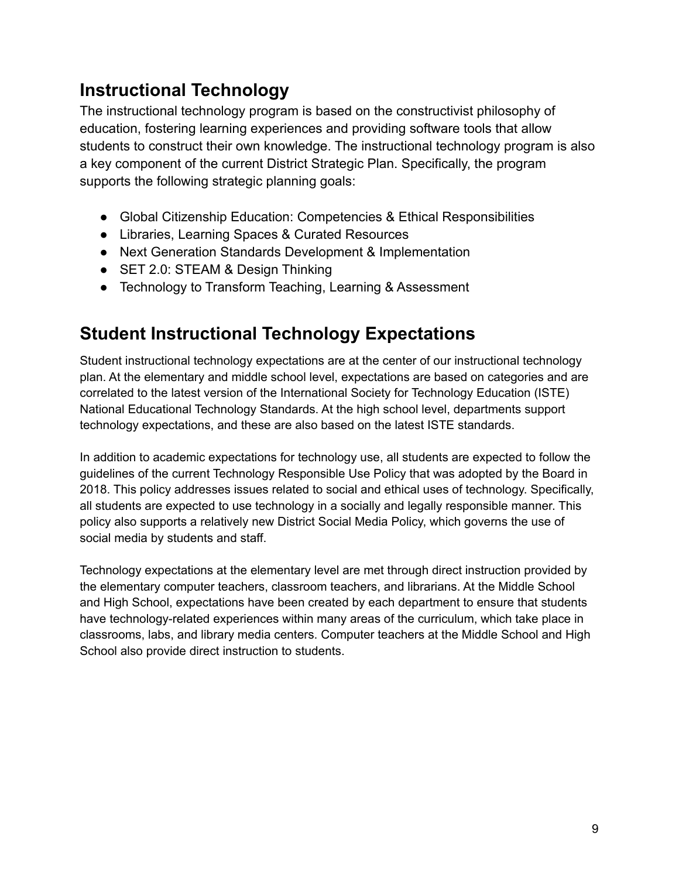## Instructional Technology

The instructional technology program is based on the constructivist philosophy of education, fostering learning experiences and providing software tools that allow students to construct their own knowledge. The instructional technology program is also a key component of the current District Strategic Plan. Specifically, the program supports the following strategic planning goals:

- Global Citizenship Education: Competencies & Ethical Responsibilities
- Libraries, Learning Spaces & Curated Resources
- Next Generation Standards Development & Implementation
- SET 2.0: STEAM & Design Thinking
- Technology to Transform Teaching, Learning & Assessment

## Student Instructional Technology Expectations

Student instructional technology expectations are at the center of our instructional technology plan. At the elementary and middle school level, expectations are based on categories and are correlated to the latest version of the International Society for Technology Education (ISTE) National Educational Technology Standards. At the high school level, departments support technology expectations, and these are also based on the latest ISTE standards.

In addition to academic expectations for technology use, all students are expected to follow the guidelines of the current Technology Responsible Use Policy that was adopted by the Board in 2018. This policy addresses issues related to social and ethical uses of technology. Specifically, all students are expected to use technology in a socially and legally responsible manner. This policy also supports a relatively new District Social Media Policy, which governs the use of social media by students and staff.

Technology expectations at the elementary level are met through direct instruction provided by the elementary computer teachers, classroom teachers, and librarians. At the Middle School and High School, expectations have been created by each department to ensure that students have technology-related experiences within many areas of the curriculum, which take place in classrooms, labs, and library media centers. Computer teachers at the Middle School and High School also provide direct instruction to students.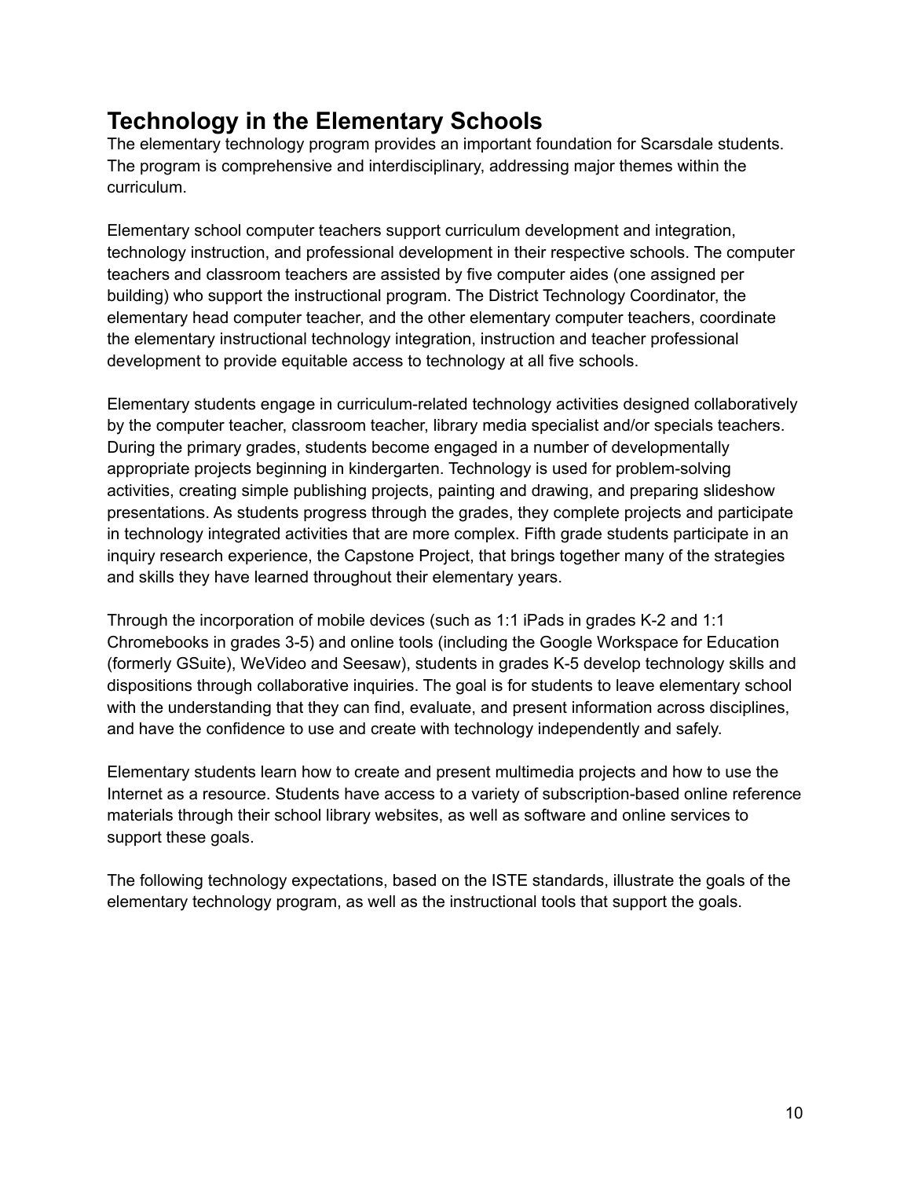## Technology in the Elementary Schools

The elementary technology program provides an important foundation for Scarsdale students. The program is comprehensive and interdisciplinary, addressing major themes within the curriculum.

Elementary school computer teachers support curriculum development and integration, technology instruction, and professional development in their respective schools. The computer teachers and classroom teachers are assisted by five computer aides (one assigned per building) who support the instructional program. The District Technology Coordinator, the elementary head computer teacher, and the other elementary computer teachers, coordinate the elementary instructional technology integration, instruction and teacher professional development to provide equitable access to technology at all five schools.

Elementary students engage in curriculum-related technology activities designed collaboratively by the computer teacher, classroom teacher, library media specialist and/or specials teachers. During the primary grades, students become engaged in a number of developmentally appropriate projects beginning in kindergarten. Technology is used for problem-solving activities, creating simple publishing projects, painting and drawing, and preparing slideshow presentations. As students progress through the grades, they complete projects and participate in technology integrated activities that are more complex. Fifth grade students participate in an inquiry research experience, the Capstone Project, that brings together many of the strategies and skills they have learned throughout their elementary years.

Through the incorporation of mobile devices (such as 1:1 iPads in grades K-2 and 1:1 Chromebooks in grades 3-5) and online tools (including the Google Workspace for Education (formerly GSuite), WeVideo and Seesaw), students in grades K-5 develop technology skills and dispositions through collaborative inquiries. The goal is for students to leave elementary school with the understanding that they can find, evaluate, and present information across disciplines, and have the confidence to use and create with technology independently and safely.

Elementary students learn how to create and present multimedia projects and how to use the Internet as a resource. Students have access to a variety of subscription-based online reference materials through their school library websites, as well as software and online services to support these goals.

The following technology expectations, based on the ISTE standards, illustrate the goals of the elementary technology program, as well as the instructional tools that support the goals.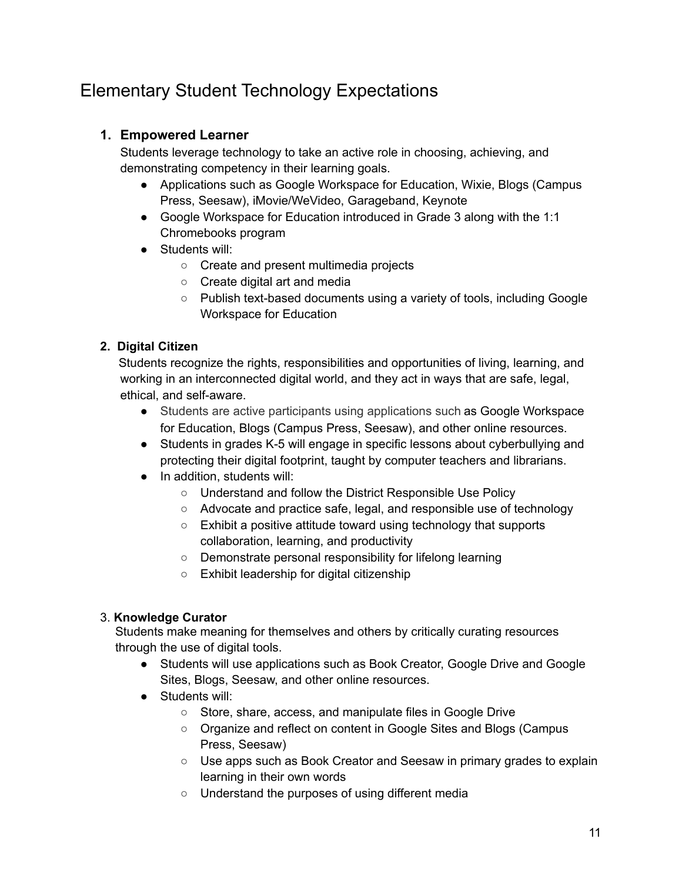# Elementary Student Technology Expectations

## 1. Empowered Learner

Students leverage technology to take an active role in choosing, achieving, and demonstrating competency in their learning goals.

- Applications such as Google Workspace for Education, Wixie, Blogs (Campus Press, Seesaw), iMovie/WeVideo, Garageband, Keynote
- Google Workspace for Education introduced in Grade 3 along with the 1:1 Chromebooks program
- Students will:
  - Create and present multimedia projects
  - Create digital art and media
  - Publish text-based documents using a variety of tools, including Google Workspace for Education

## 2. Digital Citizen

Students recognize the rights, responsibilities and opportunities of living, learning, and working in an interconnected digital world, and they act in ways that are safe, legal, ethical, and self-aware.

- Students are active participants using applications such as Google Workspace for Education, Blogs (Campus Press, Seesaw), and other online resources.
- Students in grades K-5 will engage in specific lessons about cyberbullying and protecting their digital footprint, taught by computer teachers and librarians.
- In addition, students will:
  - Understand and follow the District Responsible Use Policy
  - Advocate and practice safe, legal, and responsible use of technology
  - Exhibit a positive attitude toward using technology that supports collaboration, learning, and productivity
  - Demonstrate personal responsibility for lifelong learning
  - Exhibit leadership for digital citizenship

## 3. Knowledge Curator

Students make meaning for themselves and others by critically curating resources through the use of digital tools.

- Students will use applications such as Book Creator, Google Drive and Google Sites, Blogs, Seesaw, and other online resources.
- Students will:
  - Store, share, access, and manipulate files in Google Drive
  - Organize and reflect on content in Google Sites and Blogs (Campus Press, Seesaw)
  - Use apps such as Book Creator and Seesaw in primary grades to explain learning in their own words
  - Understand the purposes of using different media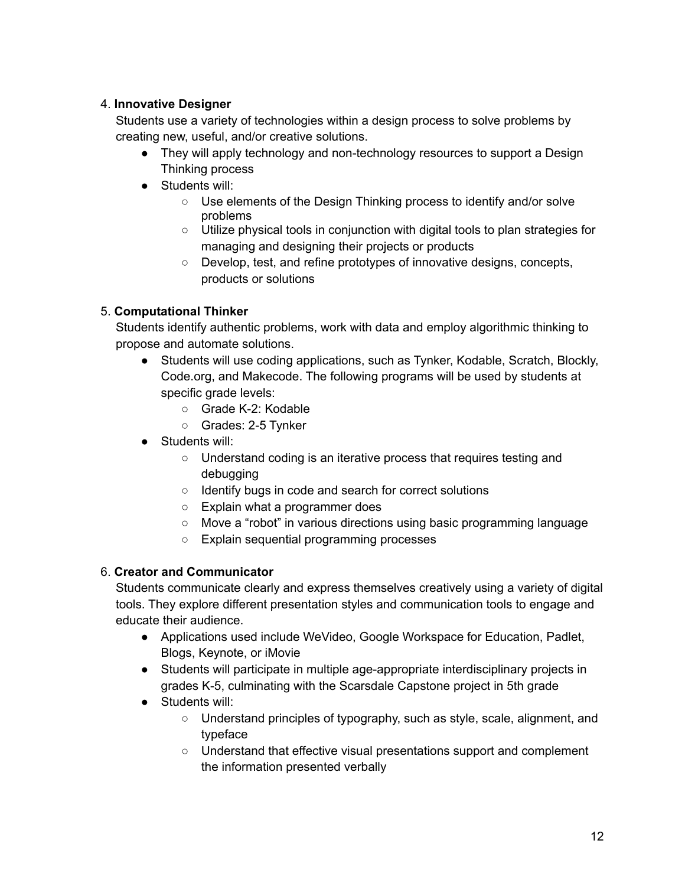4. **Innovative Designer**

   Students use a variety of technologies within a design process to solve problems by creating new, useful, and/or creative solutions.

   - They will apply technology and non-technology resources to support a Design Thinking process
   - Students will:
     - Use elements of the Design Thinking process to identify and/or solve problems
     - Utilize physical tools in conjunction with digital tools to plan strategies for managing and designing their projects or products
     - Develop, test, and refine prototypes of innovative designs, concepts, products or solutions

5. **Computational Thinker**

   Students identify authentic problems, work with data and employ algorithmic thinking to propose and automate solutions.

   - Students will use coding applications, such as Tynker, Kodable, Scratch, Blockly, Code.org, and Makecode. The following programs will be used by students at specific grade levels:
     - Grade K-2: Kodable
     - Grades: 2-5 Tynker
   - Students will:
     - Understand coding is an iterative process that requires testing and debugging
     - Identify bugs in code and search for correct solutions
     - Explain what a programmer does
     - Move a "robot" in various directions using basic programming language
     - Explain sequential programming processes

6. **Creator and Communicator**

   Students communicate clearly and express themselves creatively using a variety of digital tools. They explore different presentation styles and communication tools to engage and educate their audience.

   - Applications used include WeVideo, Google Workspace for Education, Padlet, Blogs, Keynote, or iMovie
   - Students will participate in multiple age-appropriate interdisciplinary projects in grades K-5, culminating with the Scarsdale Capstone project in 5th grade
   - Students will:
     - Understand principles of typography, such as style, scale, alignment, and typeface
     - Understand that effective visual presentations support and complement the information presented verbally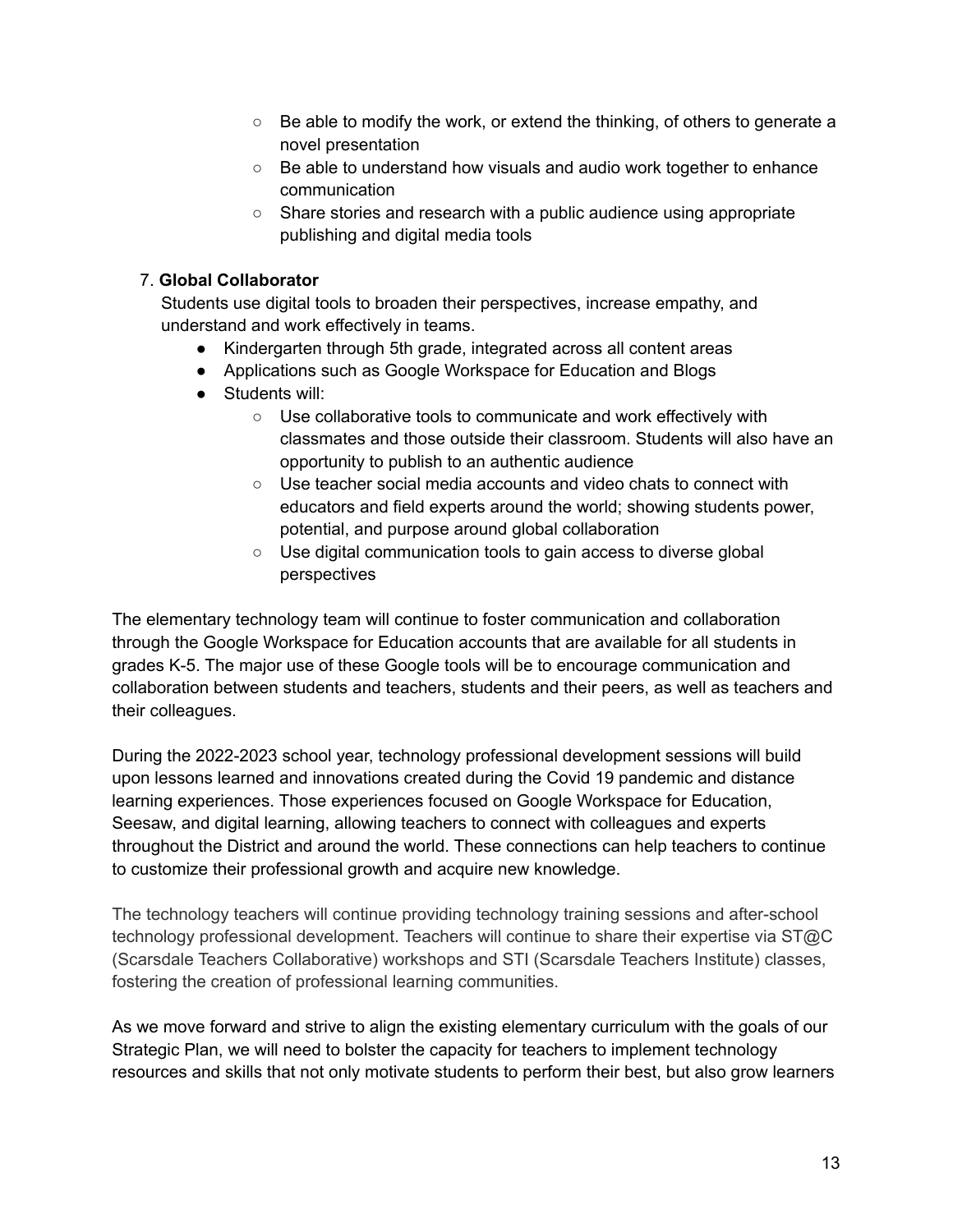- Be able to modify the work, or extend the thinking, of others to generate a novel presentation
    - Be able to understand how visuals and audio work together to enhance communication
    - Share stories and research with a public audience using appropriate publishing and digital media tools

7. **Global Collaborator**
   Students use digital tools to broaden their perspectives, increase empathy, and understand and work effectively in teams.
   - Kindergarten through 5th grade, integrated across all content areas
   - Applications such as Google Workspace for Education and Blogs
   - Students will:
     - Use collaborative tools to communicate and work effectively with classmates and those outside their classroom. Students will also have an opportunity to publish to an authentic audience
     - Use teacher social media accounts and video chats to connect with educators and field experts around the world; showing students power, potential, and purpose around global collaboration
     - Use digital communication tools to gain access to diverse global perspectives

The elementary technology team will continue to foster communication and collaboration through the Google Workspace for Education accounts that are available for all students in grades K-5. The major use of these Google tools will be to encourage communication and collaboration between students and teachers, students and their peers, as well as teachers and their colleagues.

During the 2022-2023 school year, technology professional development sessions will build upon lessons learned and innovations created during the Covid 19 pandemic and distance learning experiences. Those experiences focused on Google Workspace for Education, Seesaw, and digital learning, allowing teachers to connect with colleagues and experts throughout the District and around the world. These connections can help teachers to continue to customize their professional growth and acquire new knowledge.

The technology teachers will continue providing technology training sessions and after-school technology professional development. Teachers will continue to share their expertise via ST@C (Scarsdale Teachers Collaborative) workshops and STI (Scarsdale Teachers Institute) classes, fostering the creation of professional learning communities.

As we move forward and strive to align the existing elementary curriculum with the goals of our Strategic Plan, we will need to bolster the capacity for teachers to implement technology resources and skills that not only motivate students to perform their best, but also grow learners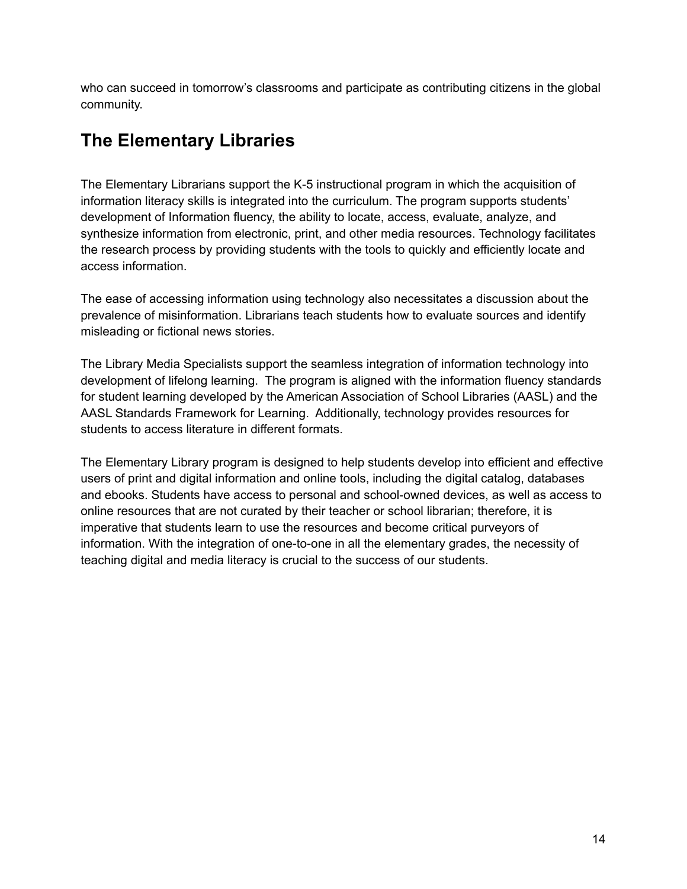who can succeed in tomorrow's classrooms and participate as contributing citizens in the global community.

## The Elementary Libraries

The Elementary Librarians support the K-5 instructional program in which the acquisition of information literacy skills is integrated into the curriculum. The program supports students' development of Information fluency, the ability to locate, access, evaluate, analyze, and synthesize information from electronic, print, and other media resources. Technology facilitates the research process by providing students with the tools to quickly and efficiently locate and access information.

The ease of accessing information using technology also necessitates a discussion about the prevalence of misinformation. Librarians teach students how to evaluate sources and identify misleading or fictional news stories.

The Library Media Specialists support the seamless integration of information technology into development of lifelong learning. The program is aligned with the information fluency standards for student learning developed by the American Association of School Libraries (AASL) and the AASL Standards Framework for Learning. Additionally, technology provides resources for students to access literature in different formats.

The Elementary Library program is designed to help students develop into efficient and effective users of print and digital information and online tools, including the digital catalog, databases and ebooks. Students have access to personal and school-owned devices, as well as access to online resources that are not curated by their teacher or school librarian; therefore, it is imperative that students learn to use the resources and become critical purveyors of information. With the integration of one-to-one in all the elementary grades, the necessity of teaching digital and media literacy is crucial to the success of our students.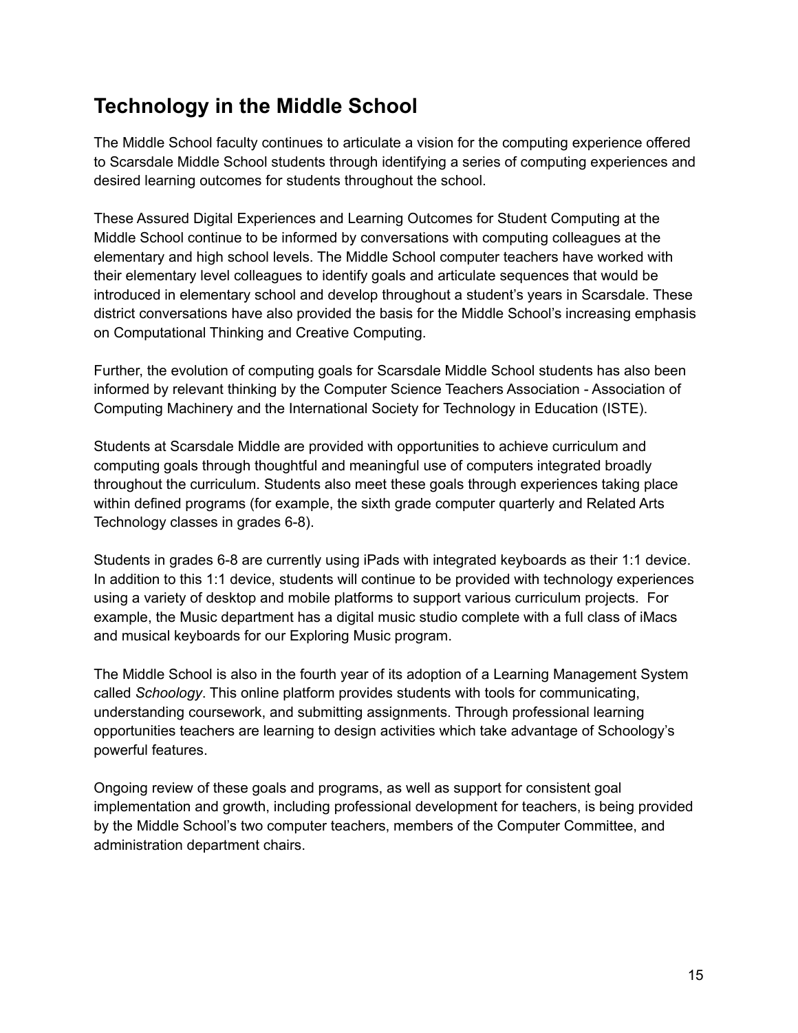## Technology in the Middle School

The Middle School faculty continues to articulate a vision for the computing experience offered to Scarsdale Middle School students through identifying a series of computing experiences and desired learning outcomes for students throughout the school.

These Assured Digital Experiences and Learning Outcomes for Student Computing at the Middle School continue to be informed by conversations with computing colleagues at the elementary and high school levels. The Middle School computer teachers have worked with their elementary level colleagues to identify goals and articulate sequences that would be introduced in elementary school and develop throughout a student's years in Scarsdale. These district conversations have also provided the basis for the Middle School's increasing emphasis on Computational Thinking and Creative Computing.

Further, the evolution of computing goals for Scarsdale Middle School students has also been informed by relevant thinking by the Computer Science Teachers Association - Association of Computing Machinery and the International Society for Technology in Education (ISTE).

Students at Scarsdale Middle are provided with opportunities to achieve curriculum and computing goals through thoughtful and meaningful use of computers integrated broadly throughout the curriculum. Students also meet these goals through experiences taking place within defined programs (for example, the sixth grade computer quarterly and Related Arts Technology classes in grades 6-8).

Students in grades 6-8 are currently using iPads with integrated keyboards as their 1:1 device. In addition to this 1:1 device, students will continue to be provided with technology experiences using a variety of desktop and mobile platforms to support various curriculum projects. For example, the Music department has a digital music studio complete with a full class of iMacs and musical keyboards for our Exploring Music program.

The Middle School is also in the fourth year of its adoption of a Learning Management System called *Schoology*. This online platform provides students with tools for communicating, understanding coursework, and submitting assignments. Through professional learning opportunities teachers are learning to design activities which take advantage of Schoology's powerful features.

Ongoing review of these goals and programs, as well as support for consistent goal implementation and growth, including professional development for teachers, is being provided by the Middle School's two computer teachers, members of the Computer Committee, and administration department chairs.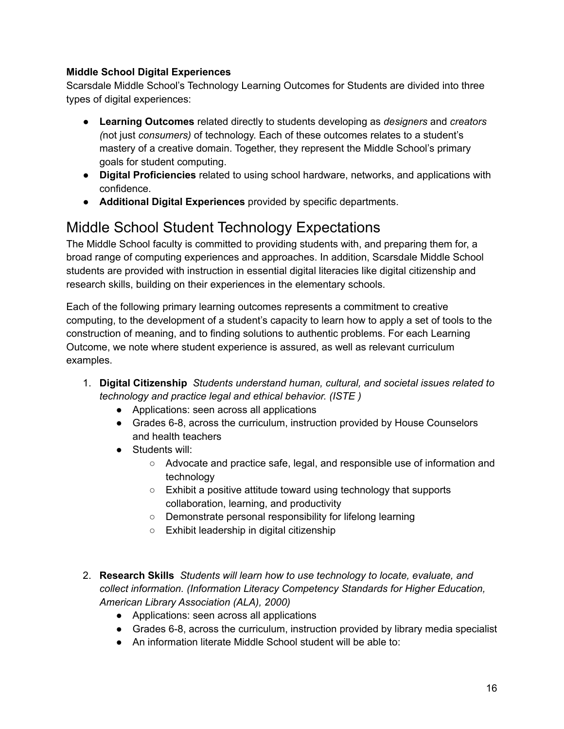**Middle School Digital Experiences**

Scarsdale Middle School's Technology Learning Outcomes for Students are divided into three types of digital experiences:

- **Learning Outcomes** related directly to students developing as *designers* and *creators (*not just *consumers)* of technology. Each of these outcomes relates to a student's mastery of a creative domain. Together, they represent the Middle School's primary goals for student computing.
- **Digital Proficiencies** related to using school hardware, networks, and applications with confidence.
- **Additional Digital Experiences** provided by specific departments.

## Middle School Student Technology Expectations

The Middle School faculty is committed to providing students with, and preparing them for, a broad range of computing experiences and approaches. In addition, Scarsdale Middle School students are provided with instruction in essential digital literacies like digital citizenship and research skills, building on their experiences in the elementary schools.

Each of the following primary learning outcomes represents a commitment to creative computing, to the development of a student's capacity to learn how to apply a set of tools to the construction of meaning, and to finding solutions to authentic problems. For each Learning Outcome, we note where student experience is assured, as well as relevant curriculum examples.

1. **Digital Citizenship** *Students understand human, cultural, and societal issues related to technology and practice legal and ethical behavior. (ISTE )*
    - Applications: seen across all applications
    - Grades 6-8, across the curriculum, instruction provided by House Counselors and health teachers
    - Students will:
        - Advocate and practice safe, legal, and responsible use of information and technology
        - Exhibit a positive attitude toward using technology that supports collaboration, learning, and productivity
        - Demonstrate personal responsibility for lifelong learning
        - Exhibit leadership in digital citizenship

2. **Research Skills** *Students will learn how to use technology to locate, evaluate, and collect information. (Information Literacy Competency Standards for Higher Education, American Library Association (ALA), 2000)*
    - Applications: seen across all applications
    - Grades 6-8, across the curriculum, instruction provided by library media specialist
    - An information literate Middle School student will be able to: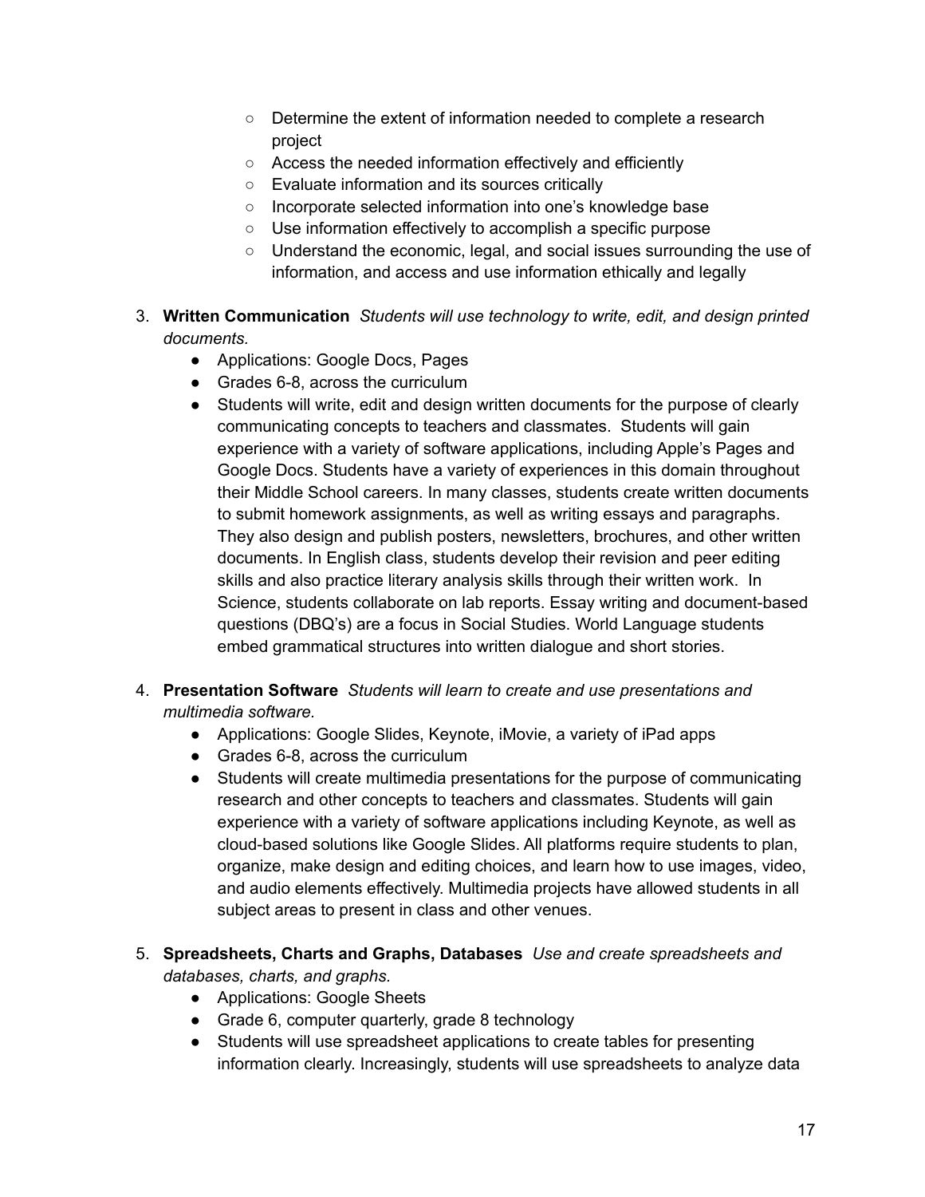- Determine the extent of information needed to complete a research project
    - Access the needed information effectively and efficiently
    - Evaluate information and its sources critically
    - Incorporate selected information into one's knowledge base
    - Use information effectively to accomplish a specific purpose
    - Understand the economic, legal, and social issues surrounding the use of information, and access and use information ethically and legally

3. **Written Communication** *Students will use technology to write, edit, and design printed documents.*
    - Applications: Google Docs, Pages
    - Grades 6-8, across the curriculum
    - Students will write, edit and design written documents for the purpose of clearly communicating concepts to teachers and classmates. Students will gain experience with a variety of software applications, including Apple's Pages and Google Docs. Students have a variety of experiences in this domain throughout their Middle School careers. In many classes, students create written documents to submit homework assignments, as well as writing essays and paragraphs. They also design and publish posters, newsletters, brochures, and other written documents. In English class, students develop their revision and peer editing skills and also practice literary analysis skills through their written work. In Science, students collaborate on lab reports. Essay writing and document-based questions (DBQ's) are a focus in Social Studies. World Language students embed grammatical structures into written dialogue and short stories.

4. **Presentation Software** *Students will learn to create and use presentations and multimedia software.*
    - Applications: Google Slides, Keynote, iMovie, a variety of iPad apps
    - Grades 6-8, across the curriculum
    - Students will create multimedia presentations for the purpose of communicating research and other concepts to teachers and classmates. Students will gain experience with a variety of software applications including Keynote, as well as cloud-based solutions like Google Slides. All platforms require students to plan, organize, make design and editing choices, and learn how to use images, video, and audio elements effectively. Multimedia projects have allowed students in all subject areas to present in class and other venues.

5. **Spreadsheets, Charts and Graphs, Databases** *Use and create spreadsheets and databases, charts, and graphs.*
    - Applications: Google Sheets
    - Grade 6, computer quarterly, grade 8 technology
    - Students will use spreadsheet applications to create tables for presenting information clearly. Increasingly, students will use spreadsheets to analyze data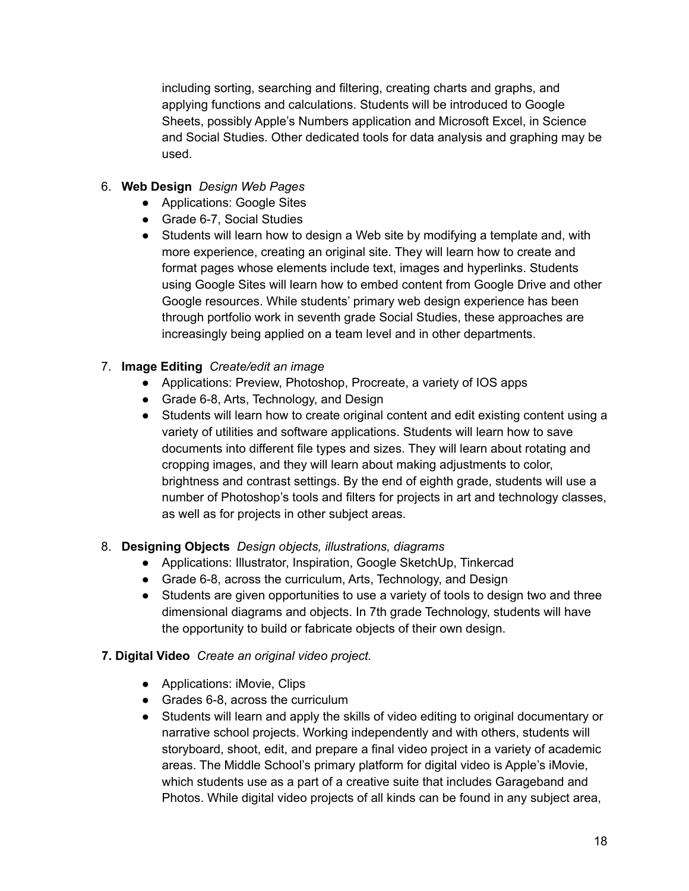including sorting, searching and filtering, creating charts and graphs, and applying functions and calculations. Students will be introduced to Google Sheets, possibly Apple's Numbers application and Microsoft Excel, in Science and Social Studies. Other dedicated tools for data analysis and graphing may be used.

6. **Web Design** *Design Web Pages*
    - Applications: Google Sites
    - Grade 6-7, Social Studies
    - Students will learn how to design a Web site by modifying a template and, with more experience, creating an original site. They will learn how to create and format pages whose elements include text, images and hyperlinks. Students using Google Sites will learn how to embed content from Google Drive and other Google resources. While students' primary web design experience has been through portfolio work in seventh grade Social Studies, these approaches are increasingly being applied on a team level and in other departments.

7. **Image Editing** *Create/edit an image*
    - Applications: Preview, Photoshop, Procreate, a variety of IOS apps
    - Grade 6-8, Arts, Technology, and Design
    - Students will learn how to create original content and edit existing content using a variety of utilities and software applications. Students will learn how to save documents into different file types and sizes. They will learn about rotating and cropping images, and they will learn about making adjustments to color, brightness and contrast settings. By the end of eighth grade, students will use a number of Photoshop's tools and filters for projects in art and technology classes, as well as for projects in other subject areas.

8. **Designing Objects** *Design objects, illustrations, diagrams*
    - Applications: Illustrator, Inspiration, Google SketchUp, Tinkercad
    - Grade 6-8, across the curriculum, Arts, Technology, and Design
    - Students are given opportunities to use a variety of tools to design two and three dimensional diagrams and objects. In 7th grade Technology, students will have the opportunity to build or fabricate objects of their own design.

**7. Digital Video** *Create an original video project.*

- Applications: iMovie, Clips
- Grades 6-8, across the curriculum
- Students will learn and apply the skills of video editing to original documentary or narrative school projects. Working independently and with others, students will storyboard, shoot, edit, and prepare a final video project in a variety of academic areas. The Middle School's primary platform for digital video is Apple's iMovie, which students use as a part of a creative suite that includes Garageband and Photos. While digital video projects of all kinds can be found in any subject area,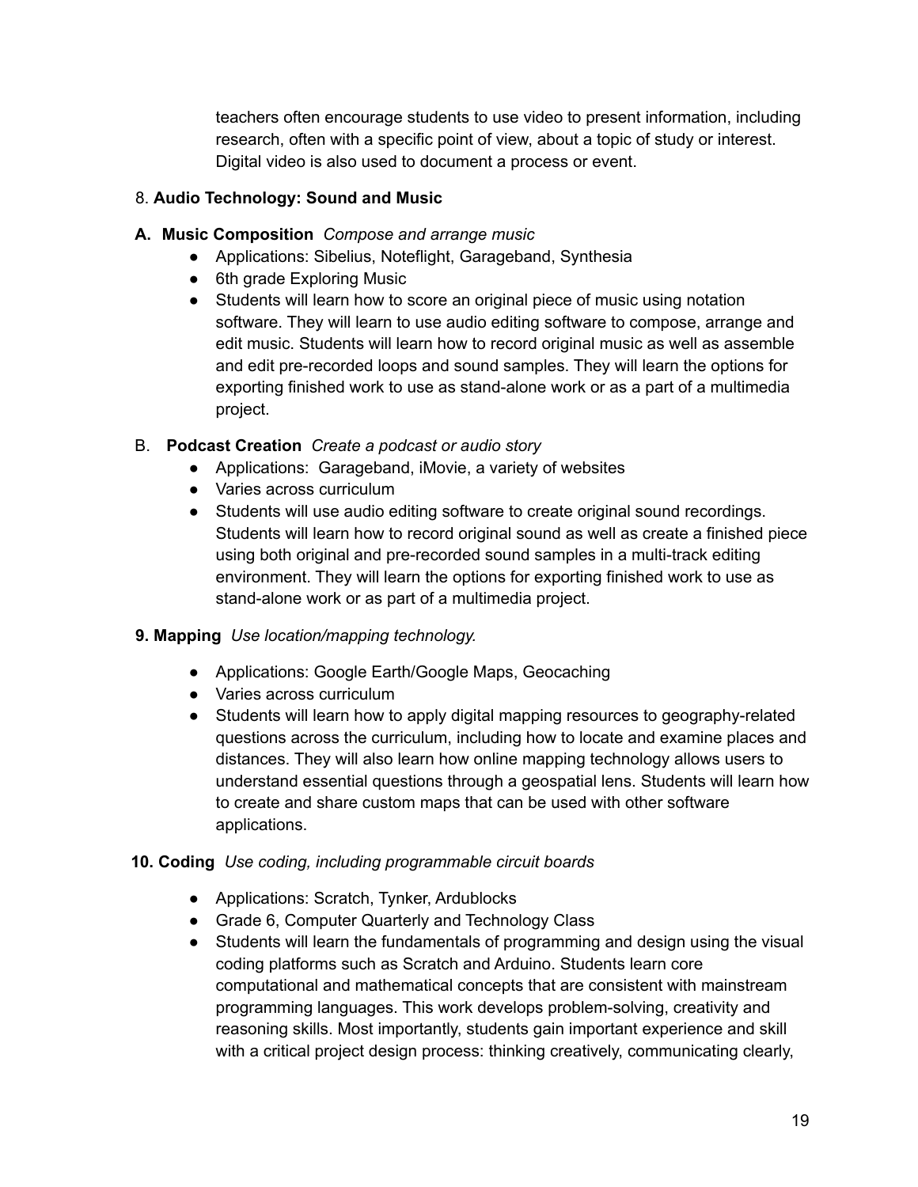teachers often encourage students to use video to present information, including research, often with a specific point of view, about a topic of study or interest. Digital video is also used to document a process or event.

8. **Audio Technology: Sound and Music**

**A. Music Composition** *Compose and arrange music*

- Applications: Sibelius, Noteflight, Garageband, Synthesia
- 6th grade Exploring Music
- Students will learn how to score an original piece of music using notation software. They will learn to use audio editing software to compose, arrange and edit music. Students will learn how to record original music as well as assemble and edit pre-recorded loops and sound samples. They will learn the options for exporting finished work to use as stand-alone work or as a part of a multimedia project.

B. **Podcast Creation** *Create a podcast or audio story*

- Applications: Garageband, iMovie, a variety of websites
- Varies across curriculum
- Students will use audio editing software to create original sound recordings. Students will learn how to record original sound as well as create a finished piece using both original and pre-recorded sound samples in a multi-track editing environment. They will learn the options for exporting finished work to use as stand-alone work or as part of a multimedia project.

**9. Mapping** *Use location/mapping technology.*

- Applications: Google Earth/Google Maps, Geocaching
- Varies across curriculum
- Students will learn how to apply digital mapping resources to geography-related questions across the curriculum, including how to locate and examine places and distances. They will also learn how online mapping technology allows users to understand essential questions through a geospatial lens. Students will learn how to create and share custom maps that can be used with other software applications.

**10. Coding** *Use coding, including programmable circuit boards*

- Applications: Scratch, Tynker, Ardublocks
- Grade 6, Computer Quarterly and Technology Class
- Students will learn the fundamentals of programming and design using the visual coding platforms such as Scratch and Arduino. Students learn core computational and mathematical concepts that are consistent with mainstream programming languages. This work develops problem-solving, creativity and reasoning skills. Most importantly, students gain important experience and skill with a critical project design process: thinking creatively, communicating clearly,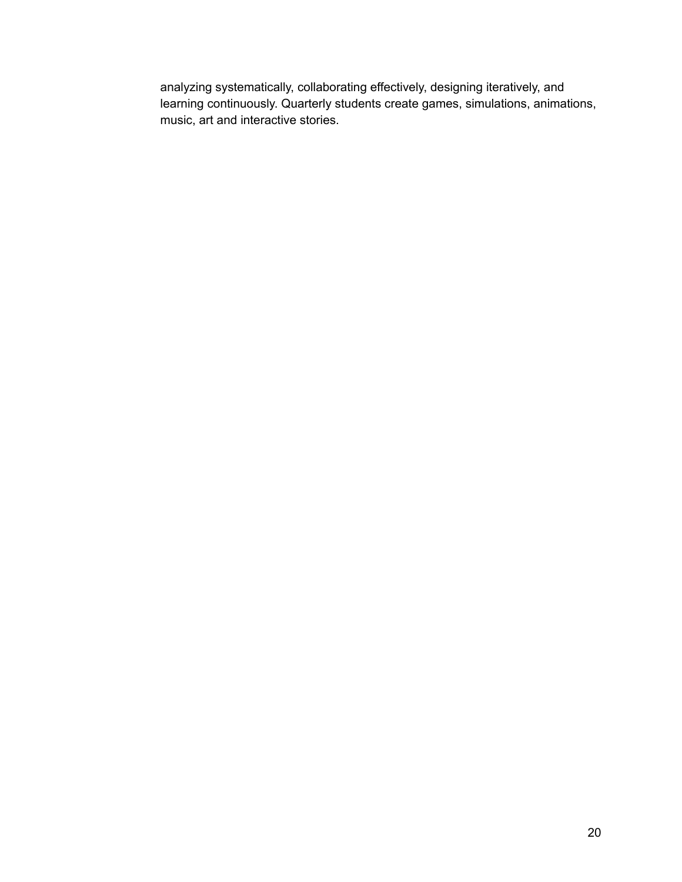analyzing systematically, collaborating effectively, designing iteratively, and learning continuously. Quarterly students create games, simulations, animations, music, art and interactive stories.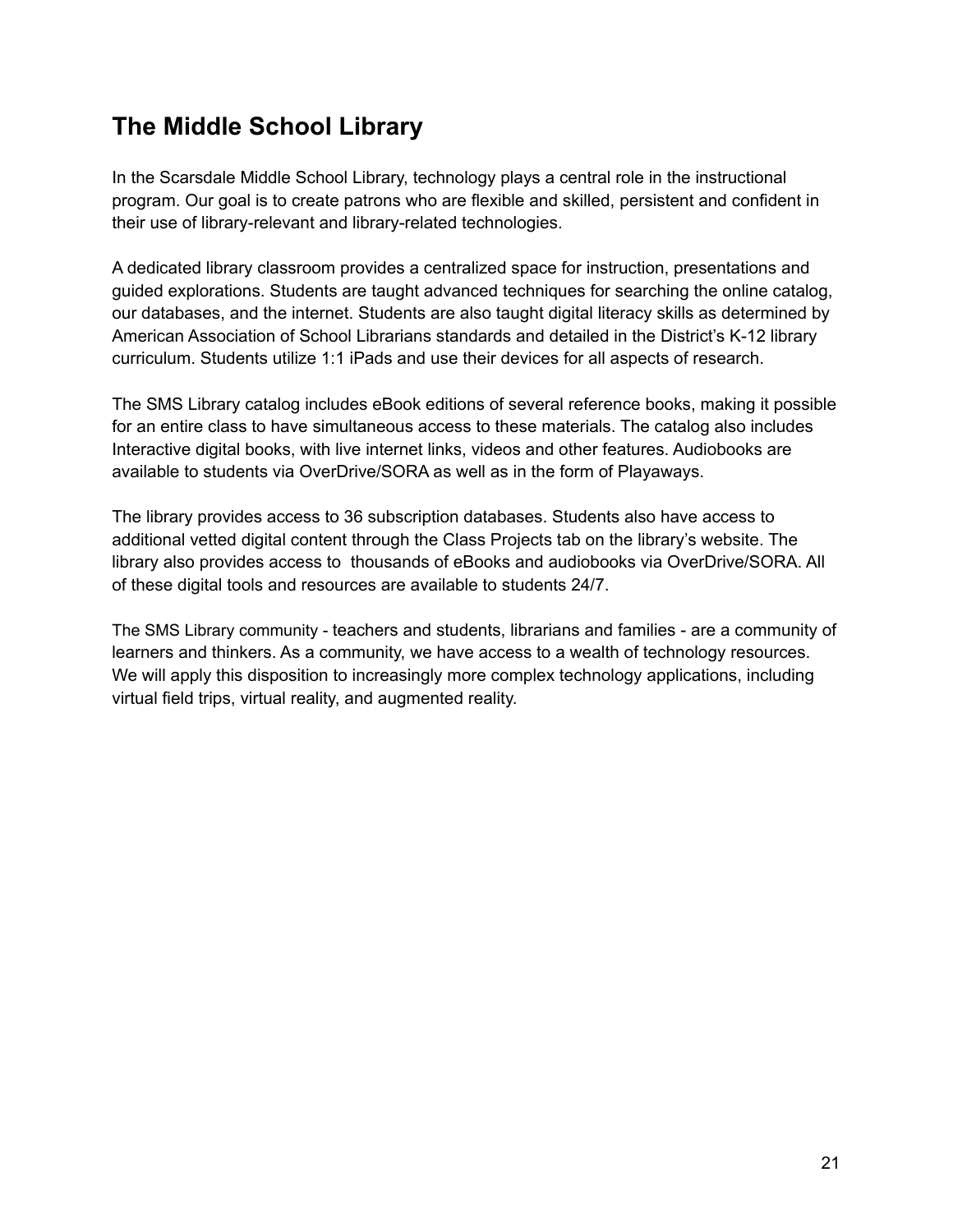## The Middle School Library

In the Scarsdale Middle School Library, technology plays a central role in the instructional program. Our goal is to create patrons who are flexible and skilled, persistent and confident in their use of library-relevant and library-related technologies.

A dedicated library classroom provides a centralized space for instruction, presentations and guided explorations. Students are taught advanced techniques for searching the online catalog, our databases, and the internet. Students are also taught digital literacy skills as determined by American Association of School Librarians standards and detailed in the District's K-12 library curriculum. Students utilize 1:1 iPads and use their devices for all aspects of research.

The SMS Library catalog includes eBook editions of several reference books, making it possible for an entire class to have simultaneous access to these materials. The catalog also includes Interactive digital books, with live internet links, videos and other features. Audiobooks are available to students via OverDrive/SORA as well as in the form of Playaways.

The library provides access to 36 subscription databases. Students also have access to additional vetted digital content through the Class Projects tab on the library's website. The library also provides access to thousands of eBooks and audiobooks via OverDrive/SORA. All of these digital tools and resources are available to students 24/7.

The SMS Library community - teachers and students, librarians and families - are a community of learners and thinkers. As a community, we have access to a wealth of technology resources. We will apply this disposition to increasingly more complex technology applications, including virtual field trips, virtual reality, and augmented reality.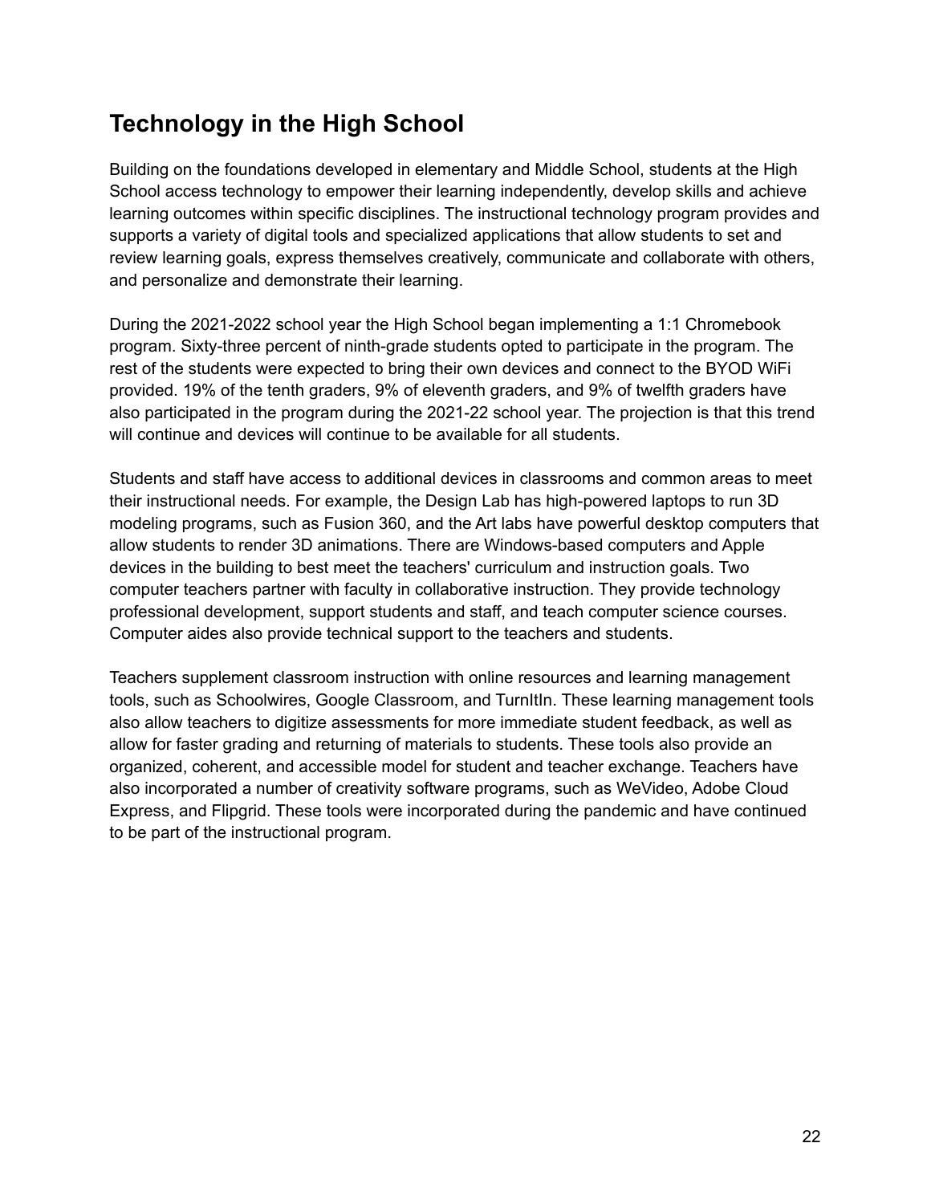## Technology in the High School

Building on the foundations developed in elementary and Middle School, students at the High School access technology to empower their learning independently, develop skills and achieve learning outcomes within specific disciplines. The instructional technology program provides and supports a variety of digital tools and specialized applications that allow students to set and review learning goals, express themselves creatively, communicate and collaborate with others, and personalize and demonstrate their learning.

During the 2021-2022 school year the High School began implementing a 1:1 Chromebook program. Sixty-three percent of ninth-grade students opted to participate in the program. The rest of the students were expected to bring their own devices and connect to the BYOD WiFi provided. 19% of the tenth graders, 9% of eleventh graders, and 9% of twelfth graders have also participated in the program during the 2021-22 school year. The projection is that this trend will continue and devices will continue to be available for all students.

Students and staff have access to additional devices in classrooms and common areas to meet their instructional needs. For example, the Design Lab has high-powered laptops to run 3D modeling programs, such as Fusion 360, and the Art labs have powerful desktop computers that allow students to render 3D animations. There are Windows-based computers and Apple devices in the building to best meet the teachers' curriculum and instruction goals. Two computer teachers partner with faculty in collaborative instruction. They provide technology professional development, support students and staff, and teach computer science courses. Computer aides also provide technical support to the teachers and students.

Teachers supplement classroom instruction with online resources and learning management tools, such as Schoolwires, Google Classroom, and TurnItIn. These learning management tools also allow teachers to digitize assessments for more immediate student feedback, as well as allow for faster grading and returning of materials to students. These tools also provide an organized, coherent, and accessible model for student and teacher exchange. Teachers have also incorporated a number of creativity software programs, such as WeVideo, Adobe Cloud Express, and Flipgrid. These tools were incorporated during the pandemic and have continued to be part of the instructional program.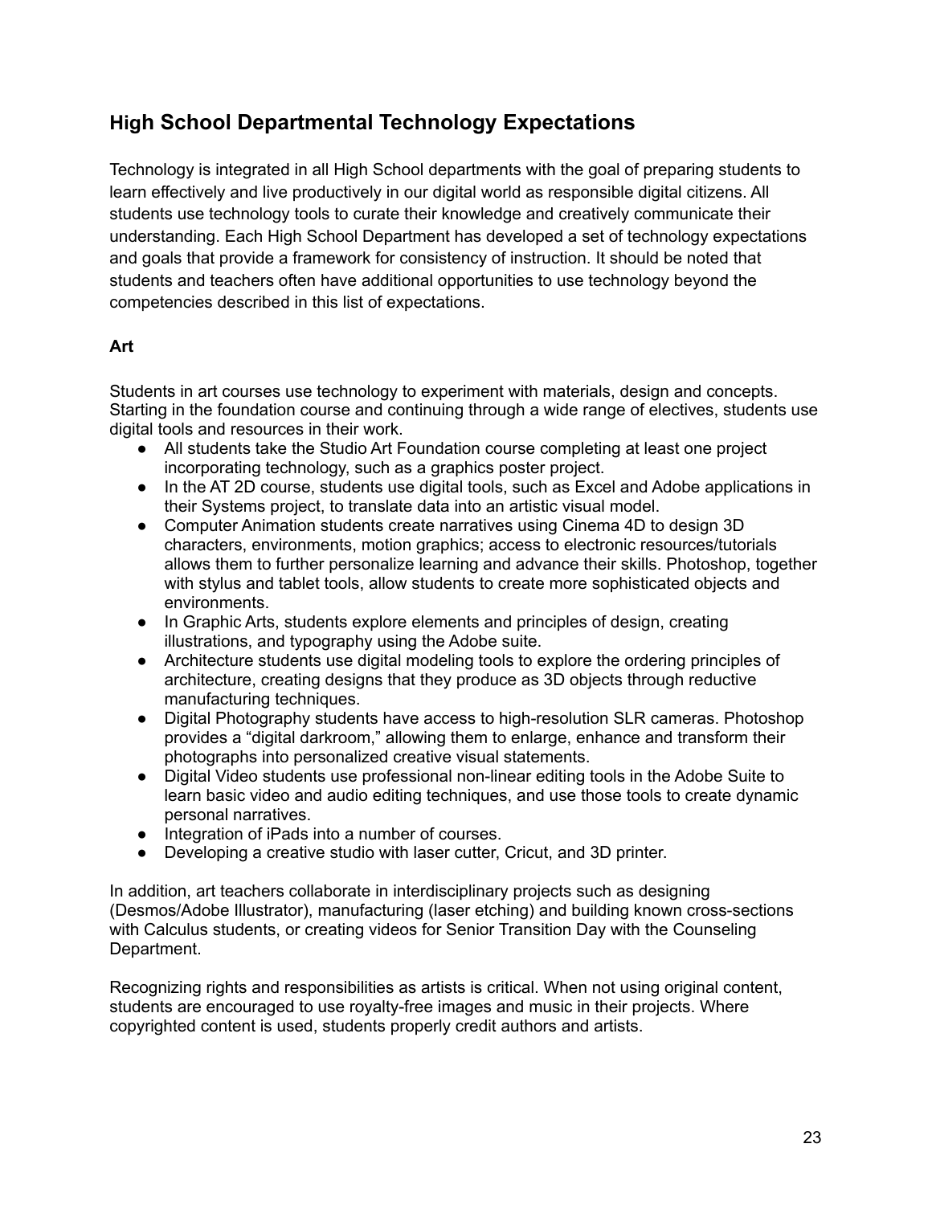## High School Departmental Technology Expectations

Technology is integrated in all High School departments with the goal of preparing students to learn effectively and live productively in our digital world as responsible digital citizens. All students use technology tools to curate their knowledge and creatively communicate their understanding. Each High School Department has developed a set of technology expectations and goals that provide a framework for consistency of instruction. It should be noted that students and teachers often have additional opportunities to use technology beyond the competencies described in this list of expectations.

### Art

Students in art courses use technology to experiment with materials, design and concepts. Starting in the foundation course and continuing through a wide range of electives, students use digital tools and resources in their work.

- All students take the Studio Art Foundation course completing at least one project incorporating technology, such as a graphics poster project.
- In the AT 2D course, students use digital tools, such as Excel and Adobe applications in their Systems project, to translate data into an artistic visual model.
- Computer Animation students create narratives using Cinema 4D to design 3D characters, environments, motion graphics; access to electronic resources/tutorials allows them to further personalize learning and advance their skills. Photoshop, together with stylus and tablet tools, allow students to create more sophisticated objects and environments.
- In Graphic Arts, students explore elements and principles of design, creating illustrations, and typography using the Adobe suite.
- Architecture students use digital modeling tools to explore the ordering principles of architecture, creating designs that they produce as 3D objects through reductive manufacturing techniques.
- Digital Photography students have access to high-resolution SLR cameras. Photoshop provides a "digital darkroom," allowing them to enlarge, enhance and transform their photographs into personalized creative visual statements.
- Digital Video students use professional non-linear editing tools in the Adobe Suite to learn basic video and audio editing techniques, and use those tools to create dynamic personal narratives.
- Integration of iPads into a number of courses.
- Developing a creative studio with laser cutter, Cricut, and 3D printer.

In addition, art teachers collaborate in interdisciplinary projects such as designing (Desmos/Adobe Illustrator), manufacturing (laser etching) and building known cross-sections with Calculus students, or creating videos for Senior Transition Day with the Counseling Department.

Recognizing rights and responsibilities as artists is critical. When not using original content, students are encouraged to use royalty-free images and music in their projects. Where copyrighted content is used, students properly credit authors and artists.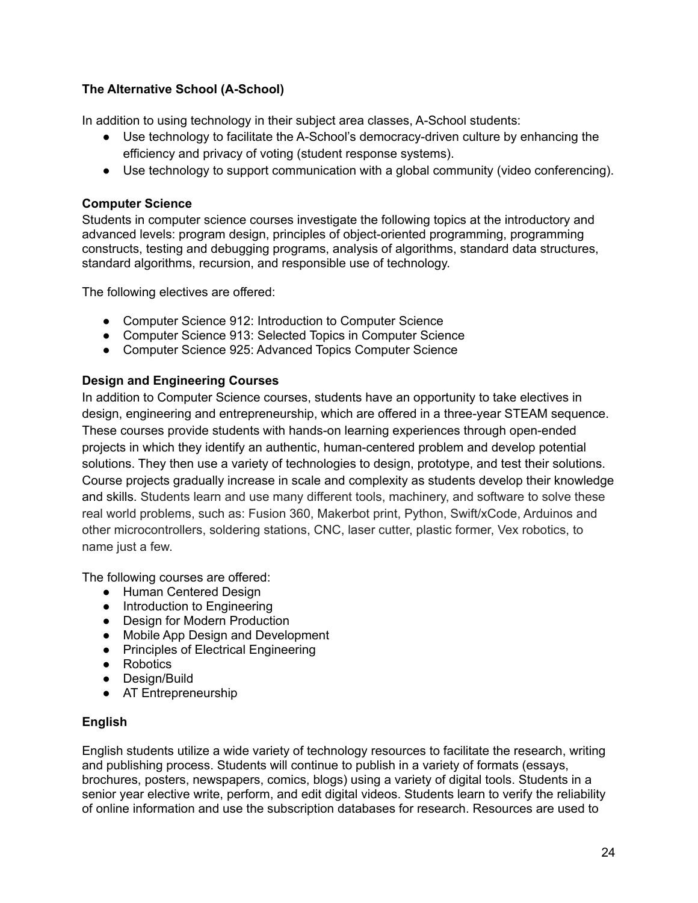### The Alternative School (A-School)

In addition to using technology in their subject area classes, A-School students:

- Use technology to facilitate the A-School's democracy-driven culture by enhancing the efficiency and privacy of voting (student response systems).
- Use technology to support communication with a global community (video conferencing).

### Computer Science

Students in computer science courses investigate the following topics at the introductory and advanced levels: program design, principles of object-oriented programming, programming constructs, testing and debugging programs, analysis of algorithms, standard data structures, standard algorithms, recursion, and responsible use of technology.

The following electives are offered:

- Computer Science 912: Introduction to Computer Science
- Computer Science 913: Selected Topics in Computer Science
- Computer Science 925: Advanced Topics Computer Science

### Design and Engineering Courses

In addition to Computer Science courses, students have an opportunity to take electives in design, engineering and entrepreneurship, which are offered in a three-year STEAM sequence. These courses provide students with hands-on learning experiences through open-ended projects in which they identify an authentic, human-centered problem and develop potential solutions. They then use a variety of technologies to design, prototype, and test their solutions. Course projects gradually increase in scale and complexity as students develop their knowledge and skills. Students learn and use many different tools, machinery, and software to solve these real world problems, such as: Fusion 360, Makerbot print, Python, Swift/xCode, Arduinos and other microcontrollers, soldering stations, CNC, laser cutter, plastic former, Vex robotics, to name just a few.

The following courses are offered:

- Human Centered Design
- Introduction to Engineering
- Design for Modern Production
- Mobile App Design and Development
- Principles of Electrical Engineering
- Robotics
- Design/Build
- AT Entrepreneurship

### English

English students utilize a wide variety of technology resources to facilitate the research, writing and publishing process. Students will continue to publish in a variety of formats (essays, brochures, posters, newspapers, comics, blogs) using a variety of digital tools. Students in a senior year elective write, perform, and edit digital videos. Students learn to verify the reliability of online information and use the subscription databases for research. Resources are used to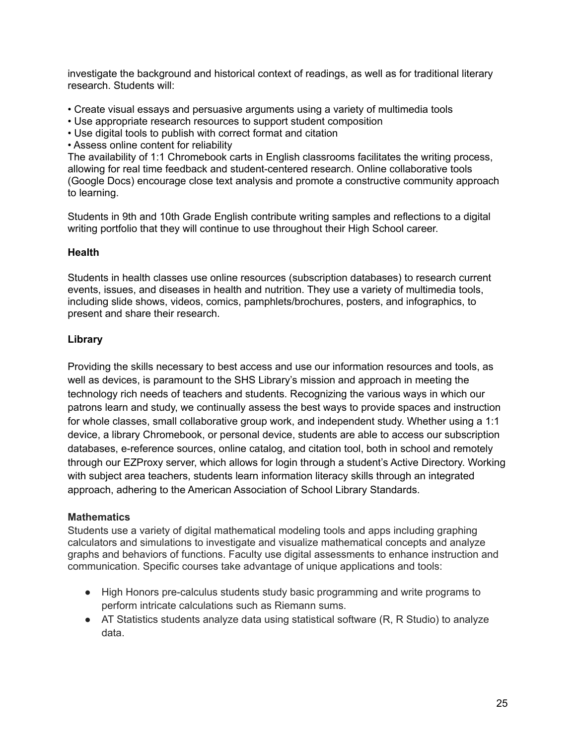investigate the background and historical context of readings, as well as for traditional literary research. Students will:

• Create visual essays and persuasive arguments using a variety of multimedia tools
• Use appropriate research resources to support student composition
• Use digital tools to publish with correct format and citation
• Assess online content for reliability

The availability of 1:1 Chromebook carts in English classrooms facilitates the writing process, allowing for real time feedback and student-centered research. Online collaborative tools (Google Docs) encourage close text analysis and promote a constructive community approach to learning.

Students in 9th and 10th Grade English contribute writing samples and reflections to a digital writing portfolio that they will continue to use throughout their High School career.

**Health**

Students in health classes use online resources (subscription databases) to research current events, issues, and diseases in health and nutrition. They use a variety of multimedia tools, including slide shows, videos, comics, pamphlets/brochures, posters, and infographics, to present and share their research.

**Library**

Providing the skills necessary to best access and use our information resources and tools, as well as devices, is paramount to the SHS Library's mission and approach in meeting the technology rich needs of teachers and students. Recognizing the various ways in which our patrons learn and study, we continually assess the best ways to provide spaces and instruction for whole classes, small collaborative group work, and independent study. Whether using a 1:1 device, a library Chromebook, or personal device, students are able to access our subscription databases, e-reference sources, online catalog, and citation tool, both in school and remotely through our EZProxy server, which allows for login through a student's Active Directory. Working with subject area teachers, students learn information literacy skills through an integrated approach, adhering to the American Association of School Library Standards.

**Mathematics**

Students use a variety of digital mathematical modeling tools and apps including graphing calculators and simulations to investigate and visualize mathematical concepts and analyze graphs and behaviors of functions. Faculty use digital assessments to enhance instruction and communication. Specific courses take advantage of unique applications and tools:

- High Honors pre-calculus students study basic programming and write programs to perform intricate calculations such as Riemann sums.
- AT Statistics students analyze data using statistical software (R, R Studio) to analyze data.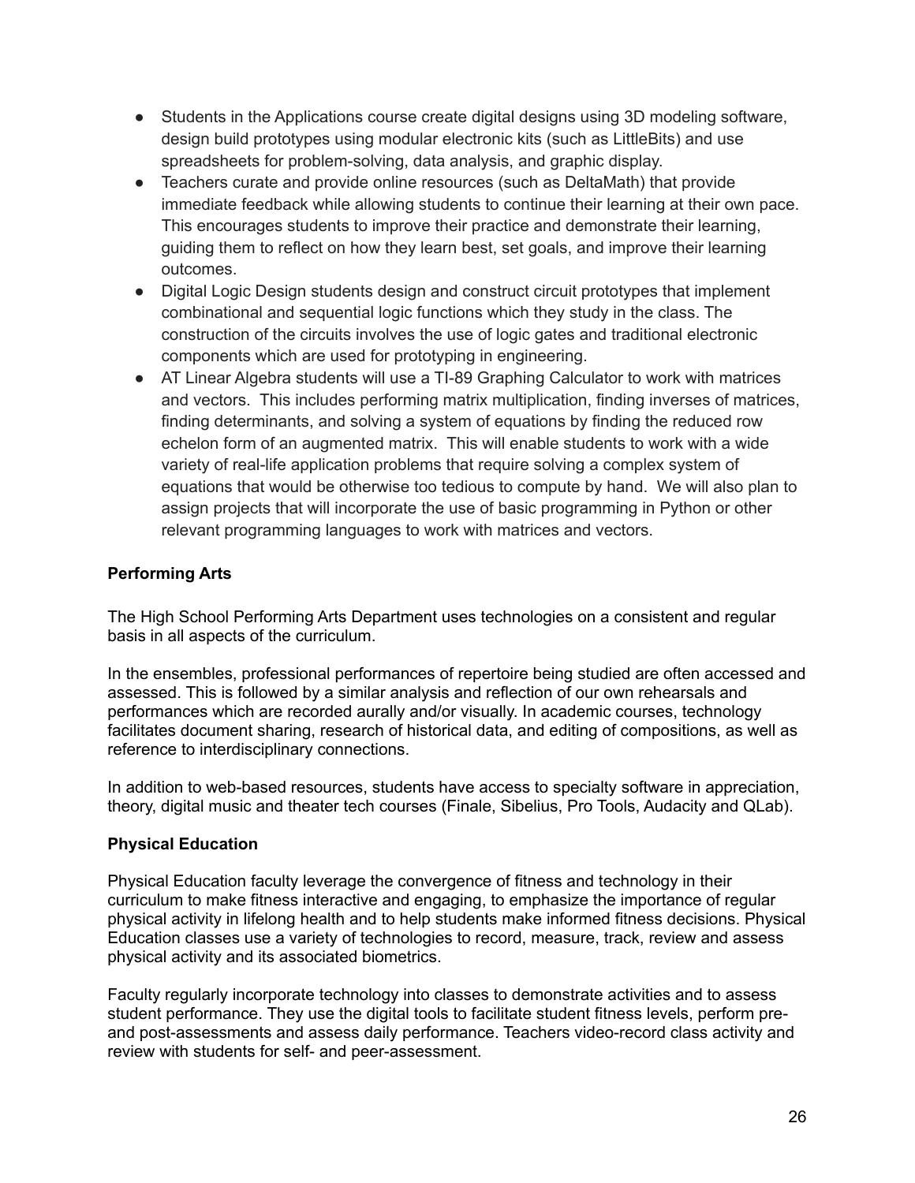- Students in the Applications course create digital designs using 3D modeling software, design build prototypes using modular electronic kits (such as LittleBits) and use spreadsheets for problem-solving, data analysis, and graphic display.
- Teachers curate and provide online resources (such as DeltaMath) that provide immediate feedback while allowing students to continue their learning at their own pace. This encourages students to improve their practice and demonstrate their learning, guiding them to reflect on how they learn best, set goals, and improve their learning outcomes.
- Digital Logic Design students design and construct circuit prototypes that implement combinational and sequential logic functions which they study in the class. The construction of the circuits involves the use of logic gates and traditional electronic components which are used for prototyping in engineering.
- AT Linear Algebra students will use a TI-89 Graphing Calculator to work with matrices and vectors. This includes performing matrix multiplication, finding inverses of matrices, finding determinants, and solving a system of equations by finding the reduced row echelon form of an augmented matrix. This will enable students to work with a wide variety of real-life application problems that require solving a complex system of equations that would be otherwise too tedious to compute by hand. We will also plan to assign projects that will incorporate the use of basic programming in Python or other relevant programming languages to work with matrices and vectors.

**Performing Arts**

The High School Performing Arts Department uses technologies on a consistent and regular basis in all aspects of the curriculum.

In the ensembles, professional performances of repertoire being studied are often accessed and assessed. This is followed by a similar analysis and reflection of our own rehearsals and performances which are recorded aurally and/or visually. In academic courses, technology facilitates document sharing, research of historical data, and editing of compositions, as well as reference to interdisciplinary connections.

In addition to web-based resources, students have access to specialty software in appreciation, theory, digital music and theater tech courses (Finale, Sibelius, Pro Tools, Audacity and QLab).

**Physical Education**

Physical Education faculty leverage the convergence of fitness and technology in their curriculum to make fitness interactive and engaging, to emphasize the importance of regular physical activity in lifelong health and to help students make informed fitness decisions. Physical Education classes use a variety of technologies to record, measure, track, review and assess physical activity and its associated biometrics.

Faculty regularly incorporate technology into classes to demonstrate activities and to assess student performance. They use the digital tools to facilitate student fitness levels, perform pre- and post-assessments and assess daily performance. Teachers video-record class activity and review with students for self- and peer-assessment.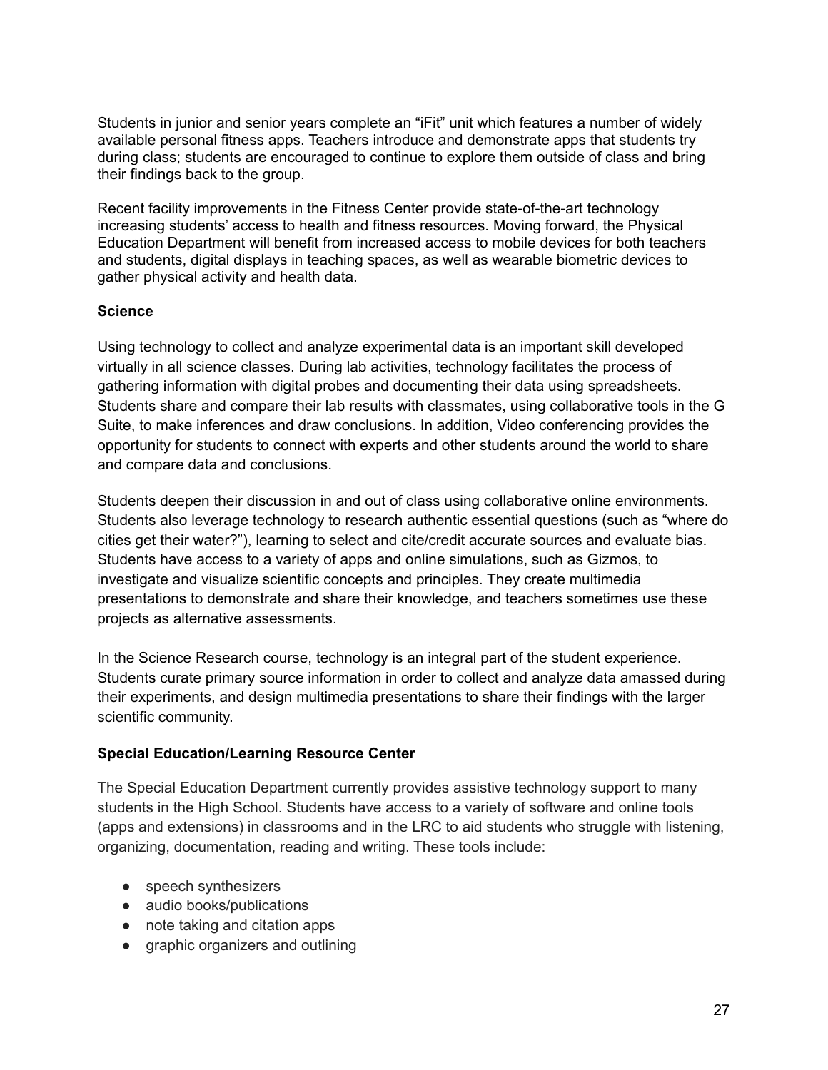Students in junior and senior years complete an “iFit” unit which features a number of widely available personal fitness apps. Teachers introduce and demonstrate apps that students try during class; students are encouraged to continue to explore them outside of class and bring their findings back to the group.

Recent facility improvements in the Fitness Center provide state-of-the-art technology increasing students’ access to health and fitness resources. Moving forward, the Physical Education Department will benefit from increased access to mobile devices for both teachers and students, digital displays in teaching spaces, as well as wearable biometric devices to gather physical activity and health data.

**Science**

Using technology to collect and analyze experimental data is an important skill developed virtually in all science classes. During lab activities, technology facilitates the process of gathering information with digital probes and documenting their data using spreadsheets. Students share and compare their lab results with classmates, using collaborative tools in the G Suite, to make inferences and draw conclusions. In addition, Video conferencing provides the opportunity for students to connect with experts and other students around the world to share and compare data and conclusions.

Students deepen their discussion in and out of class using collaborative online environments. Students also leverage technology to research authentic essential questions (such as “where do cities get their water?”), learning to select and cite/credit accurate sources and evaluate bias. Students have access to a variety of apps and online simulations, such as Gizmos, to investigate and visualize scientific concepts and principles. They create multimedia presentations to demonstrate and share their knowledge, and teachers sometimes use these projects as alternative assessments.

In the Science Research course, technology is an integral part of the student experience. Students curate primary source information in order to collect and analyze data amassed during their experiments, and design multimedia presentations to share their findings with the larger scientific community.

**Special Education/Learning Resource Center**

The Special Education Department currently provides assistive technology support to many students in the High School. Students have access to a variety of software and online tools (apps and extensions) in classrooms and in the LRC to aid students who struggle with listening, organizing, documentation, reading and writing. These tools include:

- speech synthesizers
- audio books/publications
- note taking and citation apps
- graphic organizers and outlining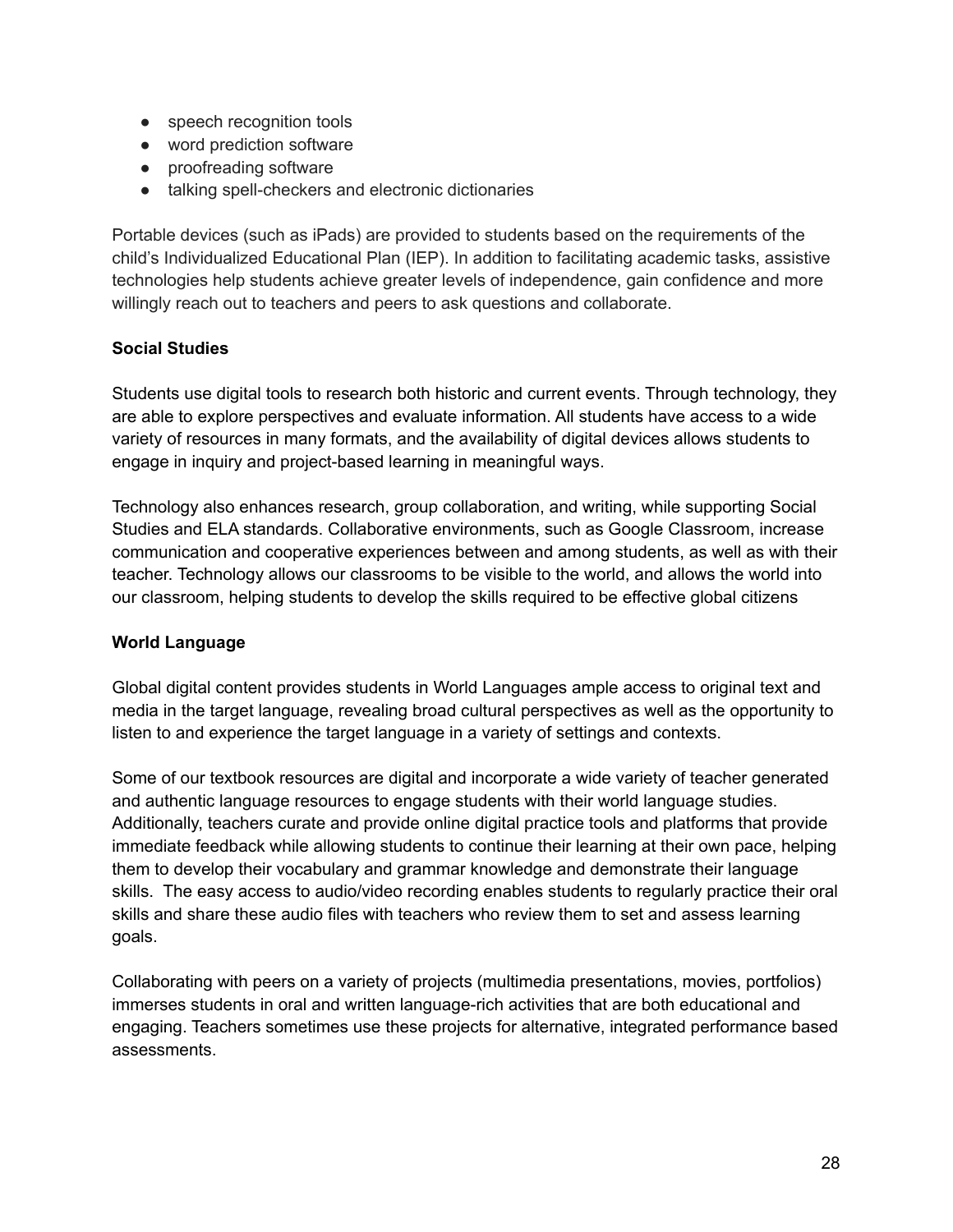- speech recognition tools
- word prediction software
- proofreading software
- talking spell-checkers and electronic dictionaries

Portable devices (such as iPads) are provided to students based on the requirements of the child's Individualized Educational Plan (IEP). In addition to facilitating academic tasks, assistive technologies help students achieve greater levels of independence, gain confidence and more willingly reach out to teachers and peers to ask questions and collaborate.

**Social Studies**

Students use digital tools to research both historic and current events. Through technology, they are able to explore perspectives and evaluate information. All students have access to a wide variety of resources in many formats, and the availability of digital devices allows students to engage in inquiry and project-based learning in meaningful ways.

Technology also enhances research, group collaboration, and writing, while supporting Social Studies and ELA standards. Collaborative environments, such as Google Classroom, increase communication and cooperative experiences between and among students, as well as with their teacher. Technology allows our classrooms to be visible to the world, and allows the world into our classroom, helping students to develop the skills required to be effective global citizens

**World Language**

Global digital content provides students in World Languages ample access to original text and media in the target language, revealing broad cultural perspectives as well as the opportunity to listen to and experience the target language in a variety of settings and contexts.

Some of our textbook resources are digital and incorporate a wide variety of teacher generated and authentic language resources to engage students with their world language studies. Additionally, teachers curate and provide online digital practice tools and platforms that provide immediate feedback while allowing students to continue their learning at their own pace, helping them to develop their vocabulary and grammar knowledge and demonstrate their language skills. The easy access to audio/video recording enables students to regularly practice their oral skills and share these audio files with teachers who review them to set and assess learning goals.

Collaborating with peers on a variety of projects (multimedia presentations, movies, portfolios) immerses students in oral and written language-rich activities that are both educational and engaging. Teachers sometimes use these projects for alternative, integrated performance based assessments.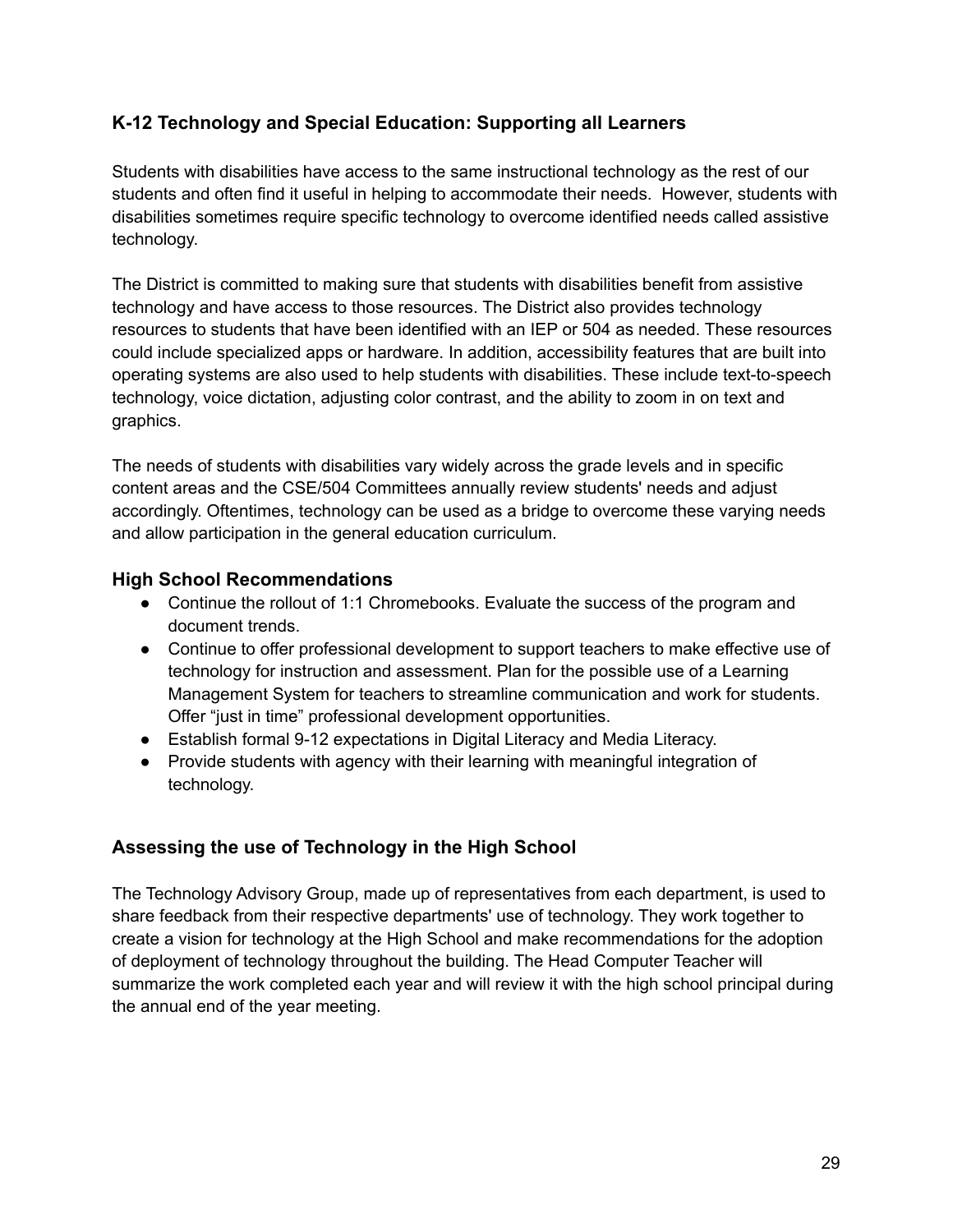### K-12 Technology and Special Education: Supporting all Learners

Students with disabilities have access to the same instructional technology as the rest of our students and often find it useful in helping to accommodate their needs. However, students with disabilities sometimes require specific technology to overcome identified needs called assistive technology.

The District is committed to making sure that students with disabilities benefit from assistive technology and have access to those resources. The District also provides technology resources to students that have been identified with an IEP or 504 as needed. These resources could include specialized apps or hardware. In addition, accessibility features that are built into operating systems are also used to help students with disabilities. These include text-to-speech technology, voice dictation, adjusting color contrast, and the ability to zoom in on text and graphics.

The needs of students with disabilities vary widely across the grade levels and in specific content areas and the CSE/504 Committees annually review students' needs and adjust accordingly. Oftentimes, technology can be used as a bridge to overcome these varying needs and allow participation in the general education curriculum.

### High School Recommendations

- Continue the rollout of 1:1 Chromebooks. Evaluate the success of the program and document trends.
- Continue to offer professional development to support teachers to make effective use of technology for instruction and assessment. Plan for the possible use of a Learning Management System for teachers to streamline communication and work for students. Offer "just in time" professional development opportunities.
- Establish formal 9-12 expectations in Digital Literacy and Media Literacy.
- Provide students with agency with their learning with meaningful integration of technology.

### Assessing the use of Technology in the High School

The Technology Advisory Group, made up of representatives from each department, is used to share feedback from their respective departments' use of technology. They work together to create a vision for technology at the High School and make recommendations for the adoption of deployment of technology throughout the building. The Head Computer Teacher will summarize the work completed each year and will review it with the high school principal during the annual end of the year meeting.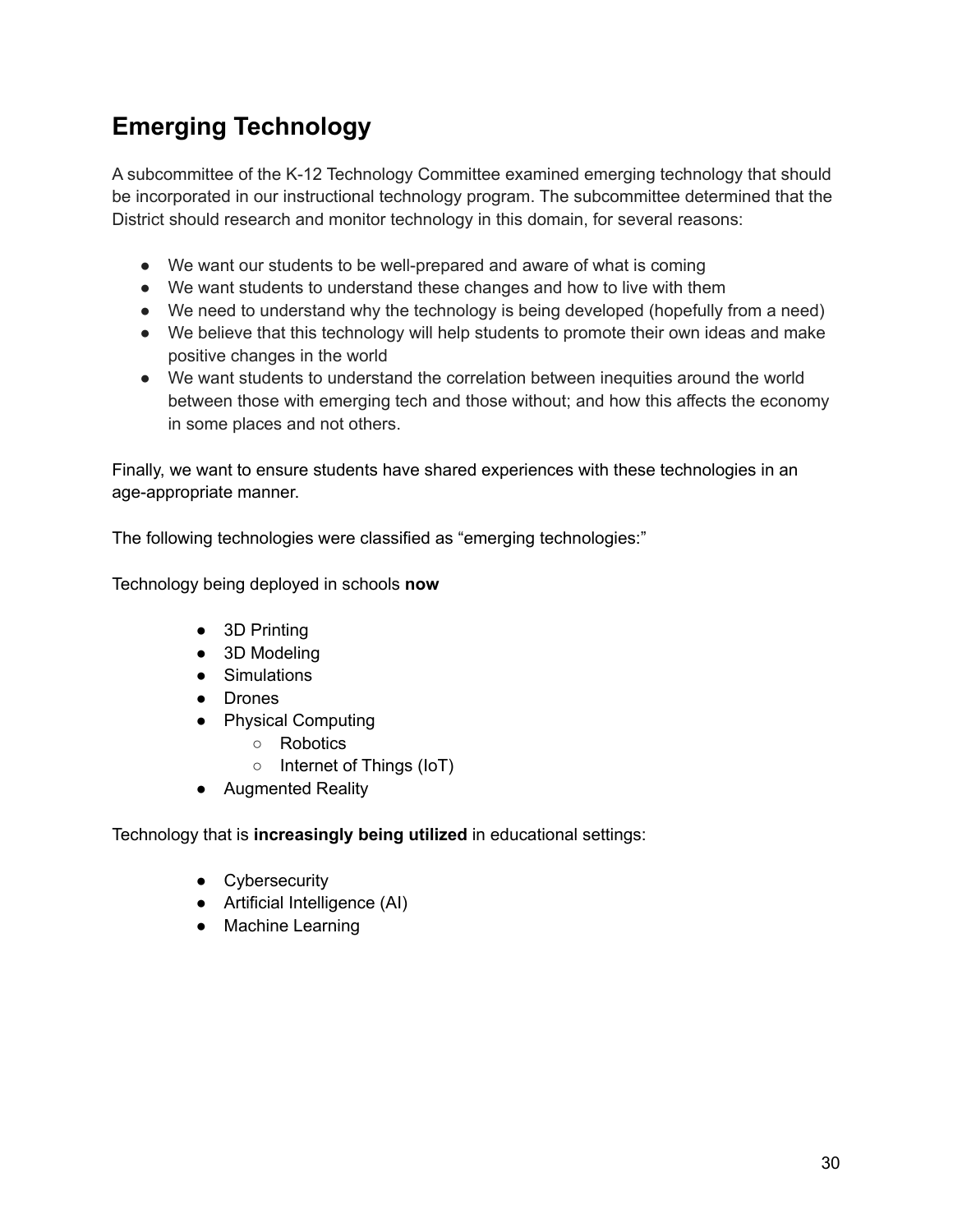## Emerging Technology

A subcommittee of the K-12 Technology Committee examined emerging technology that should be incorporated in our instructional technology program. The subcommittee determined that the District should research and monitor technology in this domain, for several reasons:

- We want our students to be well-prepared and aware of what is coming
- We want students to understand these changes and how to live with them
- We need to understand why the technology is being developed (hopefully from a need)
- We believe that this technology will help students to promote their own ideas and make positive changes in the world
- We want students to understand the correlation between inequities around the world between those with emerging tech and those without; and how this affects the economy in some places and not others.

Finally, we want to ensure students have shared experiences with these technologies in an age-appropriate manner.

The following technologies were classified as "emerging technologies:"

Technology being deployed in schools **now**

- 3D Printing
- 3D Modeling
- Simulations
- Drones
- Physical Computing
  - Robotics
  - Internet of Things (IoT)
- Augmented Reality

Technology that is **increasingly being utilized** in educational settings:

- Cybersecurity
- Artificial Intelligence (AI)
- Machine Learning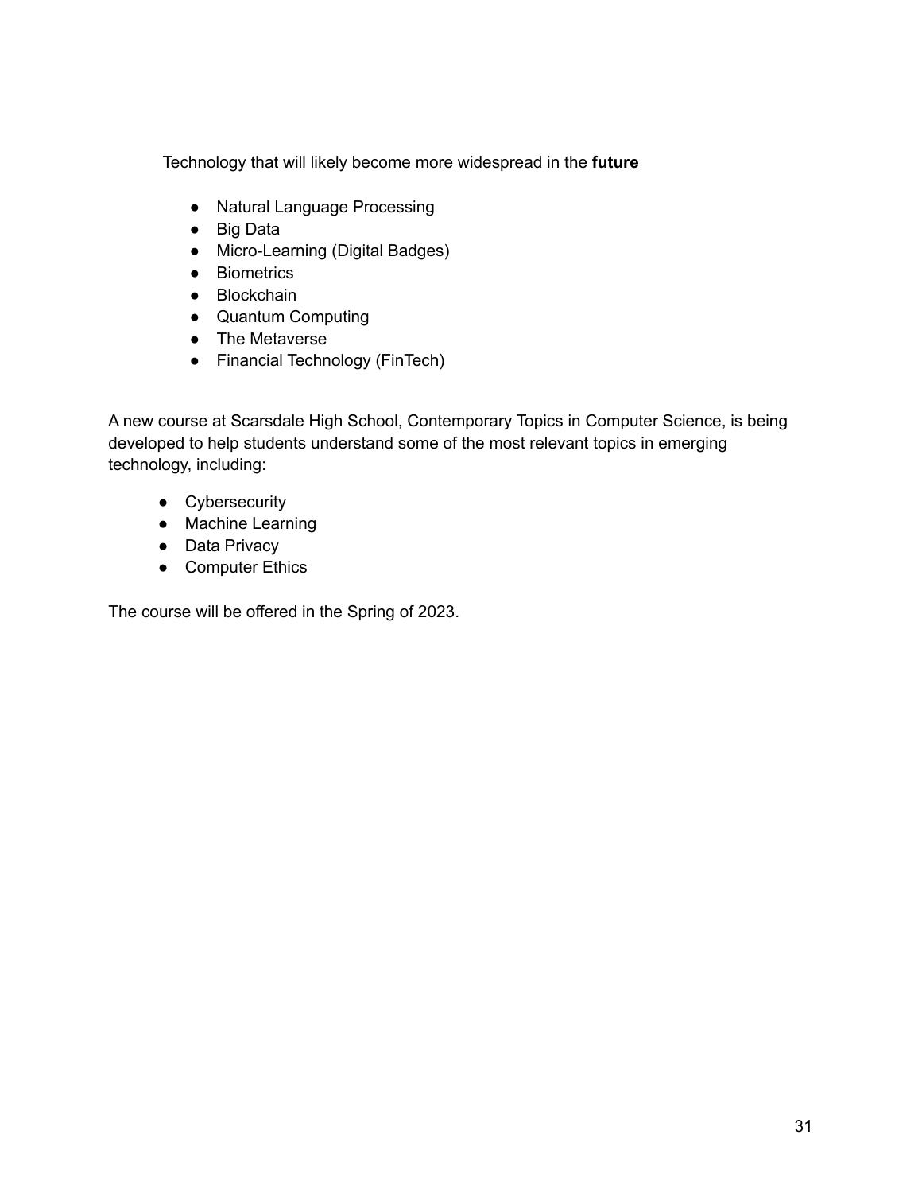Technology that will likely become more widespread in the **future**

- Natural Language Processing
- Big Data
- Micro-Learning (Digital Badges)
- Biometrics
- Blockchain
- Quantum Computing
- The Metaverse
- Financial Technology (FinTech)

A new course at Scarsdale High School, Contemporary Topics in Computer Science, is being developed to help students understand some of the most relevant topics in emerging technology, including:

- Cybersecurity
- Machine Learning
- Data Privacy
- Computer Ethics

The course will be offered in the Spring of 2023.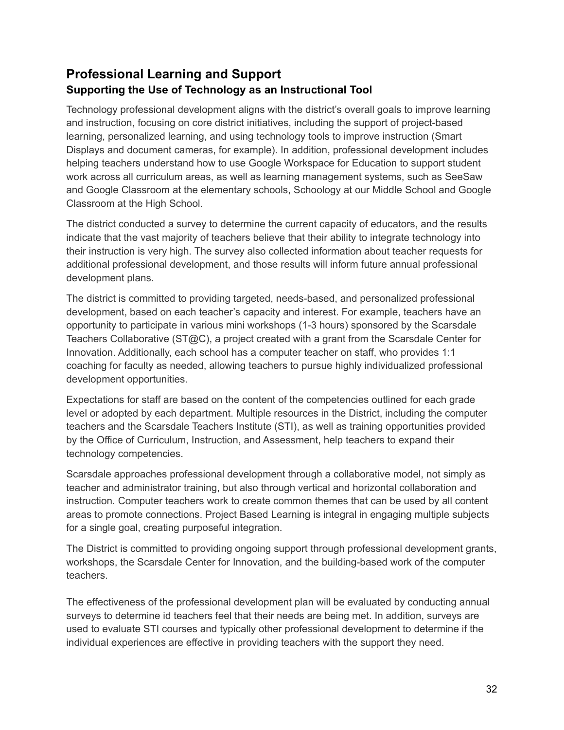## Professional Learning and Support

### Supporting the Use of Technology as an Instructional Tool

Technology professional development aligns with the district's overall goals to improve learning and instruction, focusing on core district initiatives, including the support of project-based learning, personalized learning, and using technology tools to improve instruction (Smart Displays and document cameras, for example). In addition, professional development includes helping teachers understand how to use Google Workspace for Education to support student work across all curriculum areas, as well as learning management systems, such as SeeSaw and Google Classroom at the elementary schools, Schoology at our Middle School and Google Classroom at the High School.

The district conducted a survey to determine the current capacity of educators, and the results indicate that the vast majority of teachers believe that their ability to integrate technology into their instruction is very high. The survey also collected information about teacher requests for additional professional development, and those results will inform future annual professional development plans.

The district is committed to providing targeted, needs-based, and personalized professional development, based on each teacher's capacity and interest. For example, teachers have an opportunity to participate in various mini workshops (1-3 hours) sponsored by the Scarsdale Teachers Collaborative (ST@C), a project created with a grant from the Scarsdale Center for Innovation. Additionally, each school has a computer teacher on staff, who provides 1:1 coaching for faculty as needed, allowing teachers to pursue highly individualized professional development opportunities.

Expectations for staff are based on the content of the competencies outlined for each grade level or adopted by each department. Multiple resources in the District, including the computer teachers and the Scarsdale Teachers Institute (STI), as well as training opportunities provided by the Office of Curriculum, Instruction, and Assessment, help teachers to expand their technology competencies.

Scarsdale approaches professional development through a collaborative model, not simply as teacher and administrator training, but also through vertical and horizontal collaboration and instruction. Computer teachers work to create common themes that can be used by all content areas to promote connections. Project Based Learning is integral in engaging multiple subjects for a single goal, creating purposeful integration.

The District is committed to providing ongoing support through professional development grants, workshops, the Scarsdale Center for Innovation, and the building-based work of the computer teachers.

The effectiveness of the professional development plan will be evaluated by conducting annual surveys to determine id teachers feel that their needs are being met. In addition, surveys are used to evaluate STI courses and typically other professional development to determine if the individual experiences are effective in providing teachers with the support they need.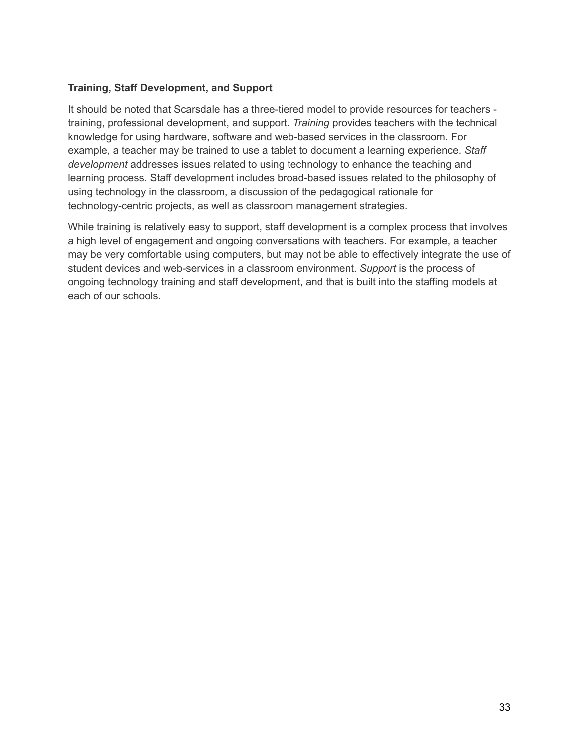**Training, Staff Development, and Support**

It should be noted that Scarsdale has a three-tiered model to provide resources for teachers - training, professional development, and support. *Training* provides teachers with the technical knowledge for using hardware, software and web-based services in the classroom. For example, a teacher may be trained to use a tablet to document a learning experience. *Staff development* addresses issues related to using technology to enhance the teaching and learning process. Staff development includes broad-based issues related to the philosophy of using technology in the classroom, a discussion of the pedagogical rationale for technology-centric projects, as well as classroom management strategies.

While training is relatively easy to support, staff development is a complex process that involves a high level of engagement and ongoing conversations with teachers. For example, a teacher may be very comfortable using computers, but may not be able to effectively integrate the use of student devices and web-services in a classroom environment. *Support* is the process of ongoing technology training and staff development, and that is built into the staffing models at each of our schools.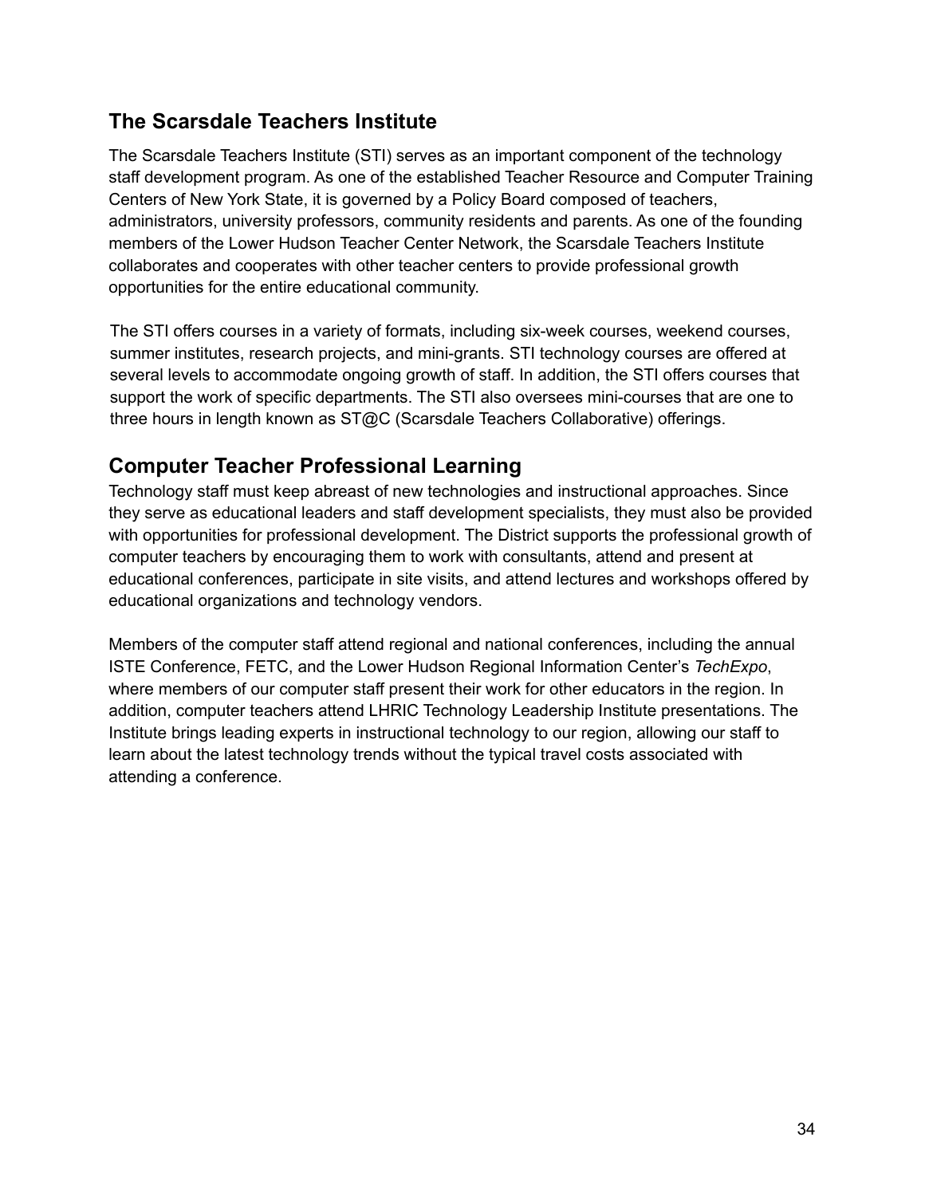## The Scarsdale Teachers Institute

The Scarsdale Teachers Institute (STI) serves as an important component of the technology staff development program. As one of the established Teacher Resource and Computer Training Centers of New York State, it is governed by a Policy Board composed of teachers, administrators, university professors, community residents and parents. As one of the founding members of the Lower Hudson Teacher Center Network, the Scarsdale Teachers Institute collaborates and cooperates with other teacher centers to provide professional growth opportunities for the entire educational community.

The STI offers courses in a variety of formats, including six-week courses, weekend courses, summer institutes, research projects, and mini-grants. STI technology courses are offered at several levels to accommodate ongoing growth of staff. In addition, the STI offers courses that support the work of specific departments. The STI also oversees mini-courses that are one to three hours in length known as ST@C (Scarsdale Teachers Collaborative) offerings.

## Computer Teacher Professional Learning

Technology staff must keep abreast of new technologies and instructional approaches. Since they serve as educational leaders and staff development specialists, they must also be provided with opportunities for professional development. The District supports the professional growth of computer teachers by encouraging them to work with consultants, attend and present at educational conferences, participate in site visits, and attend lectures and workshops offered by educational organizations and technology vendors.

Members of the computer staff attend regional and national conferences, including the annual ISTE Conference, FETC, and the Lower Hudson Regional Information Center's *TechExpo*, where members of our computer staff present their work for other educators in the region. In addition, computer teachers attend LHRIC Technology Leadership Institute presentations. The Institute brings leading experts in instructional technology to our region, allowing our staff to learn about the latest technology trends without the typical travel costs associated with attending a conference.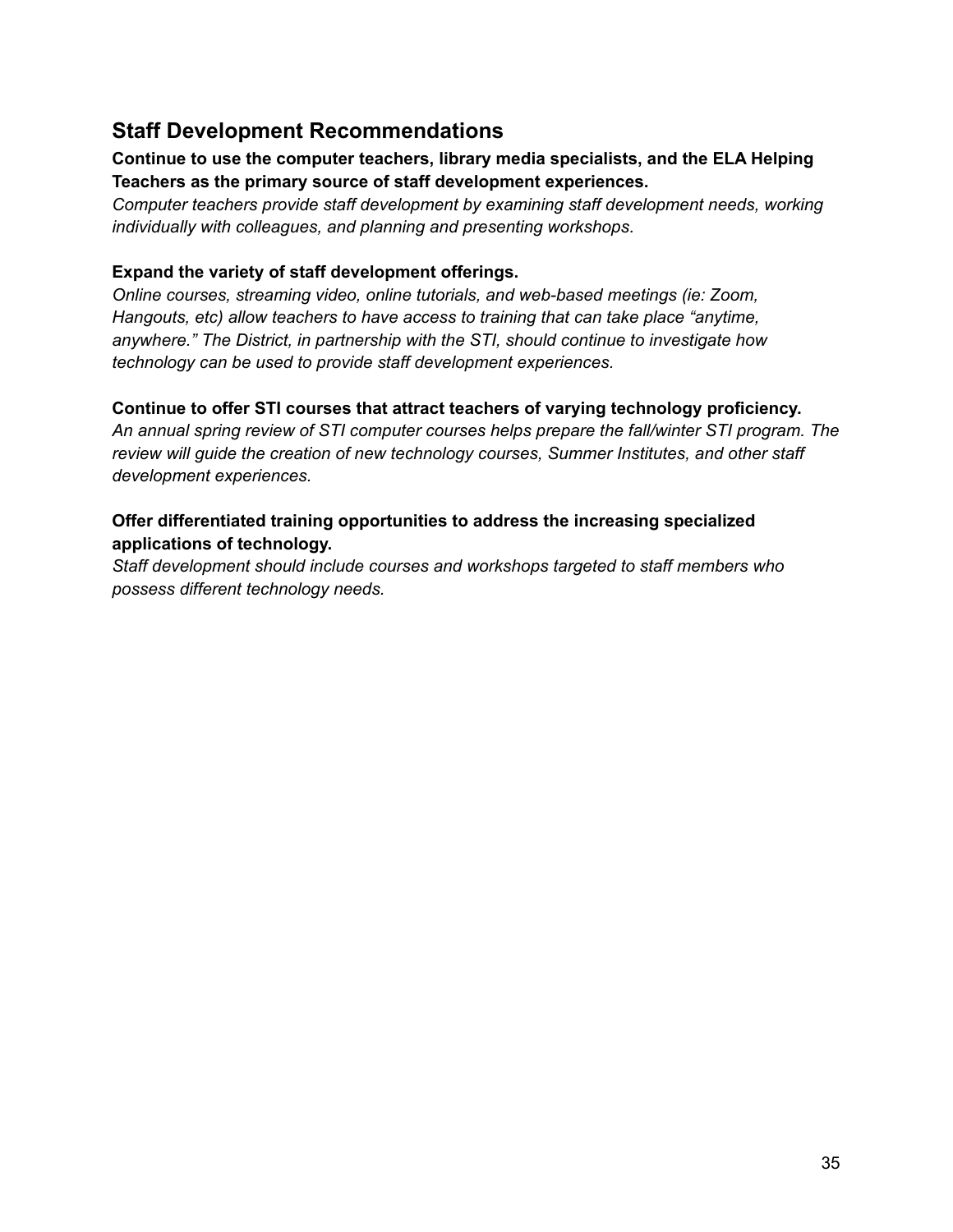## Staff Development Recommendations

**Continue to use the computer teachers, library media specialists, and the ELA Helping Teachers as the primary source of staff development experiences.**
*Computer teachers provide staff development by examining staff development needs, working individually with colleagues, and planning and presenting workshops*.

**Expand the variety of staff development offerings.**
*Online courses, streaming video, online tutorials, and web-based meetings (ie: Zoom, Hangouts, etc) allow teachers to have access to training that can take place "anytime, anywhere." The District, in partnership with the STI, should continue to investigate how technology can be used to provide staff development experiences.*

**Continue to offer STI courses that attract teachers of varying technology proficiency.**
*An annual spring review of STI computer courses helps prepare the fall/winter STI program. The review will guide the creation of new technology courses, Summer Institutes, and other staff development experiences.*

**Offer differentiated training opportunities to address the increasing specialized applications of technology.**
*Staff development should include courses and workshops targeted to staff members who possess different technology needs.*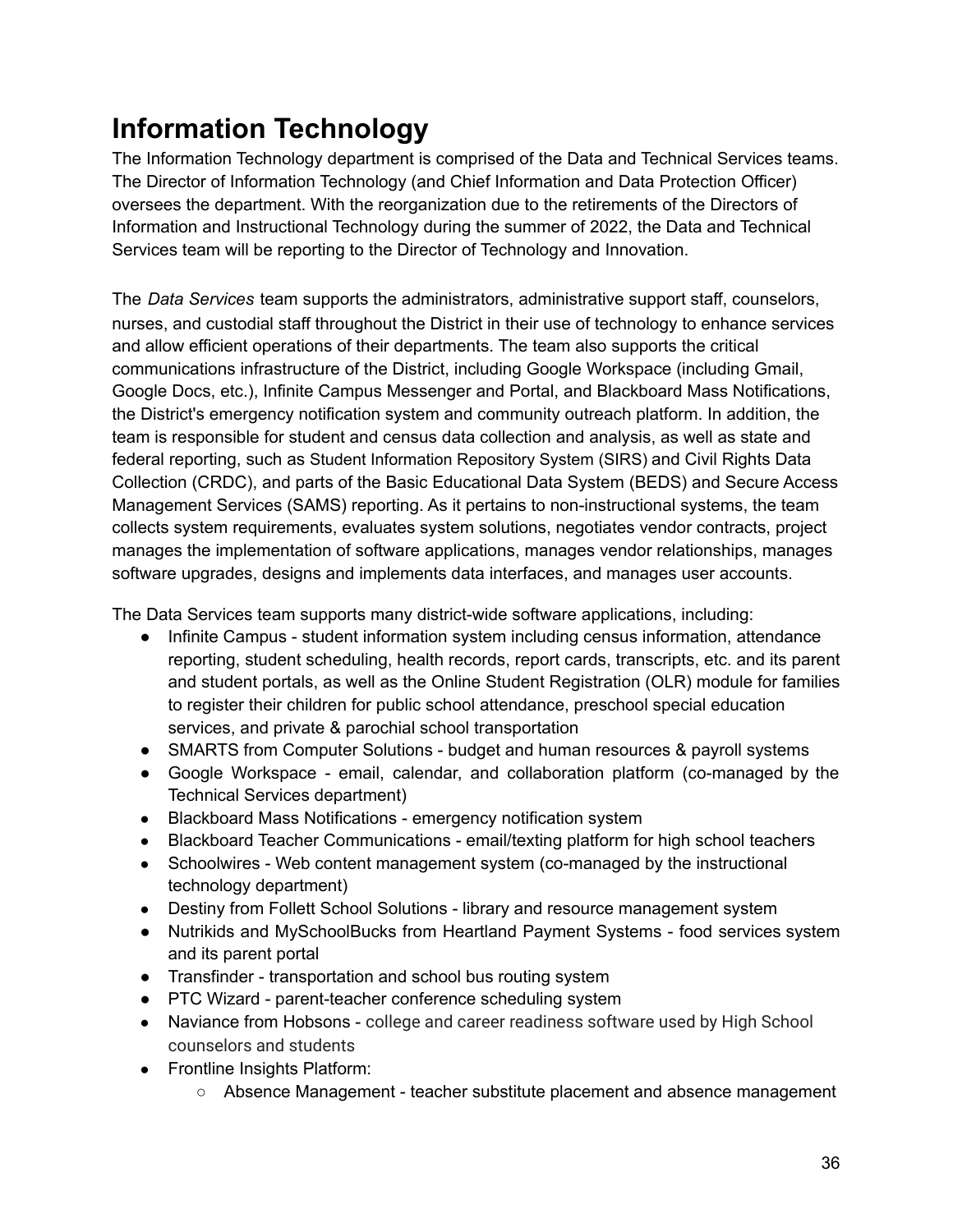# Information Technology

The Information Technology department is comprised of the Data and Technical Services teams. The Director of Information Technology (and Chief Information and Data Protection Officer) oversees the department. With the reorganization due to the retirements of the Directors of Information and Instructional Technology during the summer of 2022, the Data and Technical Services team will be reporting to the Director of Technology and Innovation.

The *Data Services* team supports the administrators, administrative support staff, counselors, nurses, and custodial staff throughout the District in their use of technology to enhance services and allow efficient operations of their departments. The team also supports the critical communications infrastructure of the District, including Google Workspace (including Gmail, Google Docs, etc.), Infinite Campus Messenger and Portal, and Blackboard Mass Notifications, the District's emergency notification system and community outreach platform. In addition, the team is responsible for student and census data collection and analysis, as well as state and federal reporting, such as Student Information Repository System (SIRS) and Civil Rights Data Collection (CRDC), and parts of the Basic Educational Data System (BEDS) and Secure Access Management Services (SAMS) reporting. As it pertains to non-instructional systems, the team collects system requirements, evaluates system solutions, negotiates vendor contracts, project manages the implementation of software applications, manages vendor relationships, manages software upgrades, designs and implements data interfaces, and manages user accounts.

The Data Services team supports many district-wide software applications, including:

- Infinite Campus - student information system including census information, attendance reporting, student scheduling, health records, report cards, transcripts, etc. and its parent and student portals, as well as the Online Student Registration (OLR) module for families to register their children for public school attendance, preschool special education services, and private & parochial school transportation
- SMARTS from Computer Solutions - budget and human resources & payroll systems
- Google Workspace - email, calendar, and collaboration platform (co-managed by the Technical Services department)
- Blackboard Mass Notifications - emergency notification system
- Blackboard Teacher Communications - email/texting platform for high school teachers
- Schoolwires - Web content management system (co-managed by the instructional technology department)
- Destiny from Follett School Solutions - library and resource management system
- Nutrikids and MySchoolBucks from Heartland Payment Systems - food services system and its parent portal
- Transfinder - transportation and school bus routing system
- PTC Wizard - parent-teacher conference scheduling system
- Naviance from Hobsons - college and career readiness software used by High School counselors and students
- Frontline Insights Platform:
  - Absence Management - teacher substitute placement and absence management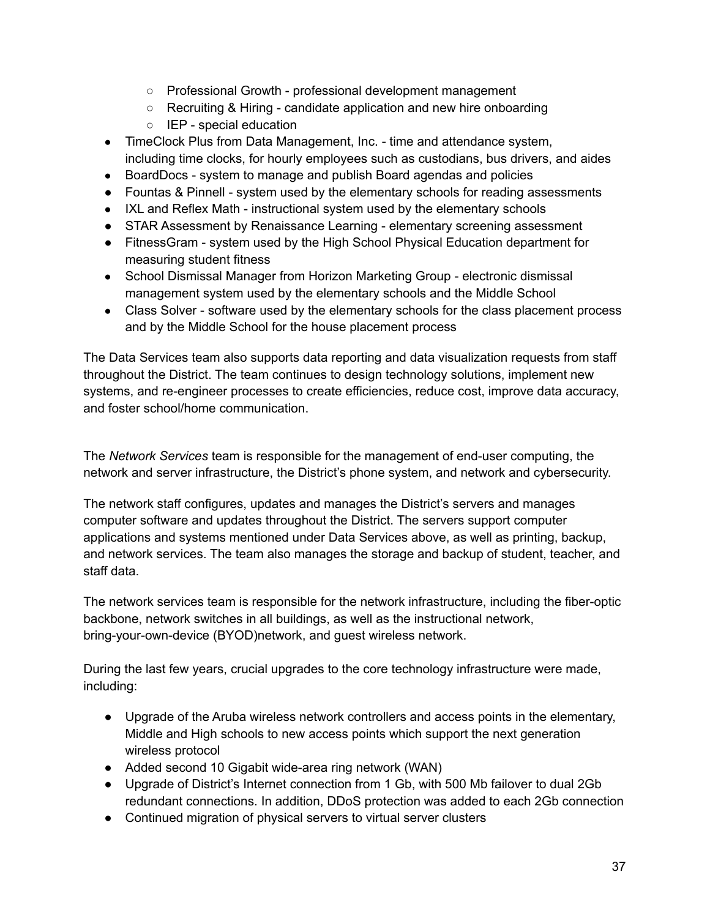- Professional Growth - professional development management
    - Recruiting & Hiring - candidate application and new hire onboarding
    - IEP - special education
- TimeClock Plus from Data Management, Inc. - time and attendance system, including time clocks, for hourly employees such as custodians, bus drivers, and aides
- BoardDocs - system to manage and publish Board agendas and policies
- Fountas & Pinnell - system used by the elementary schools for reading assessments
- IXL and Reflex Math - instructional system used by the elementary schools
- STAR Assessment by Renaissance Learning - elementary screening assessment
- FitnessGram - system used by the High School Physical Education department for measuring student fitness
- School Dismissal Manager from Horizon Marketing Group - electronic dismissal management system used by the elementary schools and the Middle School
- Class Solver - software used by the elementary schools for the class placement process and by the Middle School for the house placement process

The Data Services team also supports data reporting and data visualization requests from staff throughout the District. The team continues to design technology solutions, implement new systems, and re-engineer processes to create efficiencies, reduce cost, improve data accuracy, and foster school/home communication.

The *Network Services* team is responsible for the management of end-user computing, the network and server infrastructure, the District's phone system, and network and cybersecurity.

The network staff configures, updates and manages the District's servers and manages computer software and updates throughout the District. The servers support computer applications and systems mentioned under Data Services above, as well as printing, backup, and network services. The team also manages the storage and backup of student, teacher, and staff data.

The network services team is responsible for the network infrastructure, including the fiber-optic backbone, network switches in all buildings, as well as the instructional network, bring-your-own-device (BYOD)network, and guest wireless network.

During the last few years, crucial upgrades to the core technology infrastructure were made, including:

- Upgrade of the Aruba wireless network controllers and access points in the elementary, Middle and High schools to new access points which support the next generation wireless protocol
- Added second 10 Gigabit wide-area ring network (WAN)
- Upgrade of District's Internet connection from 1 Gb, with 500 Mb failover to dual 2Gb redundant connections. In addition, DDoS protection was added to each 2Gb connection
- Continued migration of physical servers to virtual server clusters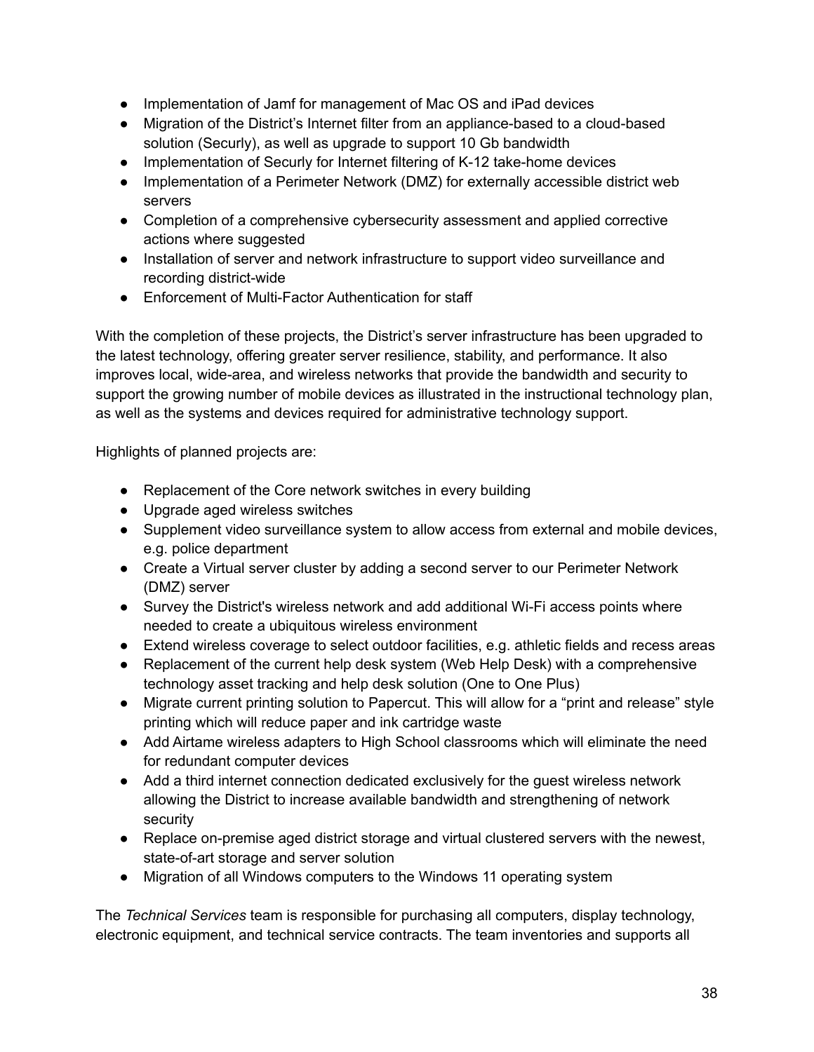- Implementation of Jamf for management of Mac OS and iPad devices
- Migration of the District's Internet filter from an appliance-based to a cloud-based solution (Securly), as well as upgrade to support 10 Gb bandwidth
- Implementation of Securly for Internet filtering of K-12 take-home devices
- Implementation of a Perimeter Network (DMZ) for externally accessible district web servers
- Completion of a comprehensive cybersecurity assessment and applied corrective actions where suggested
- Installation of server and network infrastructure to support video surveillance and recording district-wide
- Enforcement of Multi-Factor Authentication for staff

With the completion of these projects, the District's server infrastructure has been upgraded to the latest technology, offering greater server resilience, stability, and performance. It also improves local, wide-area, and wireless networks that provide the bandwidth and security to support the growing number of mobile devices as illustrated in the instructional technology plan, as well as the systems and devices required for administrative technology support.

Highlights of planned projects are:

- Replacement of the Core network switches in every building
- Upgrade aged wireless switches
- Supplement video surveillance system to allow access from external and mobile devices, e.g. police department
- Create a Virtual server cluster by adding a second server to our Perimeter Network (DMZ) server
- Survey the District's wireless network and add additional Wi-Fi access points where needed to create a ubiquitous wireless environment
- Extend wireless coverage to select outdoor facilities, e.g. athletic fields and recess areas
- Replacement of the current help desk system (Web Help Desk) with a comprehensive technology asset tracking and help desk solution (One to One Plus)
- Migrate current printing solution to Papercut. This will allow for a "print and release" style printing which will reduce paper and ink cartridge waste
- Add Airtame wireless adapters to High School classrooms which will eliminate the need for redundant computer devices
- Add a third internet connection dedicated exclusively for the guest wireless network allowing the District to increase available bandwidth and strengthening of network security
- Replace on-premise aged district storage and virtual clustered servers with the newest, state-of-art storage and server solution
- Migration of all Windows computers to the Windows 11 operating system

The *Technical Services* team is responsible for purchasing all computers, display technology, electronic equipment, and technical service contracts. The team inventories and supports all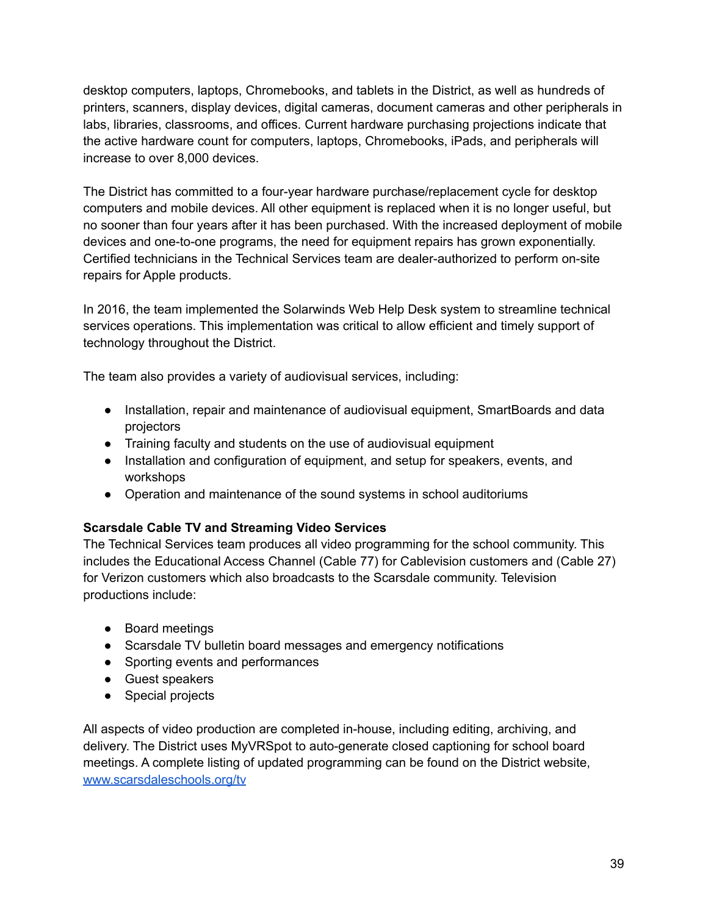desktop computers, laptops, Chromebooks, and tablets in the District, as well as hundreds of printers, scanners, display devices, digital cameras, document cameras and other peripherals in labs, libraries, classrooms, and offices. Current hardware purchasing projections indicate that the active hardware count for computers, laptops, Chromebooks, iPads, and peripherals will increase to over 8,000 devices.

The District has committed to a four-year hardware purchase/replacement cycle for desktop computers and mobile devices. All other equipment is replaced when it is no longer useful, but no sooner than four years after it has been purchased. With the increased deployment of mobile devices and one-to-one programs, the need for equipment repairs has grown exponentially. Certified technicians in the Technical Services team are dealer-authorized to perform on-site repairs for Apple products.

In 2016, the team implemented the Solarwinds Web Help Desk system to streamline technical services operations. This implementation was critical to allow efficient and timely support of technology throughout the District.

The team also provides a variety of audiovisual services, including:

- Installation, repair and maintenance of audiovisual equipment, SmartBoards and data projectors
- Training faculty and students on the use of audiovisual equipment
- Installation and configuration of equipment, and setup for speakers, events, and workshops
- Operation and maintenance of the sound systems in school auditoriums

**Scarsdale Cable TV and Streaming Video Services**

The Technical Services team produces all video programming for the school community. This includes the Educational Access Channel (Cable 77) for Cablevision customers and (Cable 27) for Verizon customers which also broadcasts to the Scarsdale community. Television productions include:

- Board meetings
- Scarsdale TV bulletin board messages and emergency notifications
- Sporting events and performances
- Guest speakers
- Special projects

All aspects of video production are completed in-house, including editing, archiving, and delivery. The District uses MyVRSpot to auto-generate closed captioning for school board meetings. A complete listing of updated programming can be found on the District website, [www.scarsdaleschools.org/tv](http://www.scarsdaleschools.org/tv)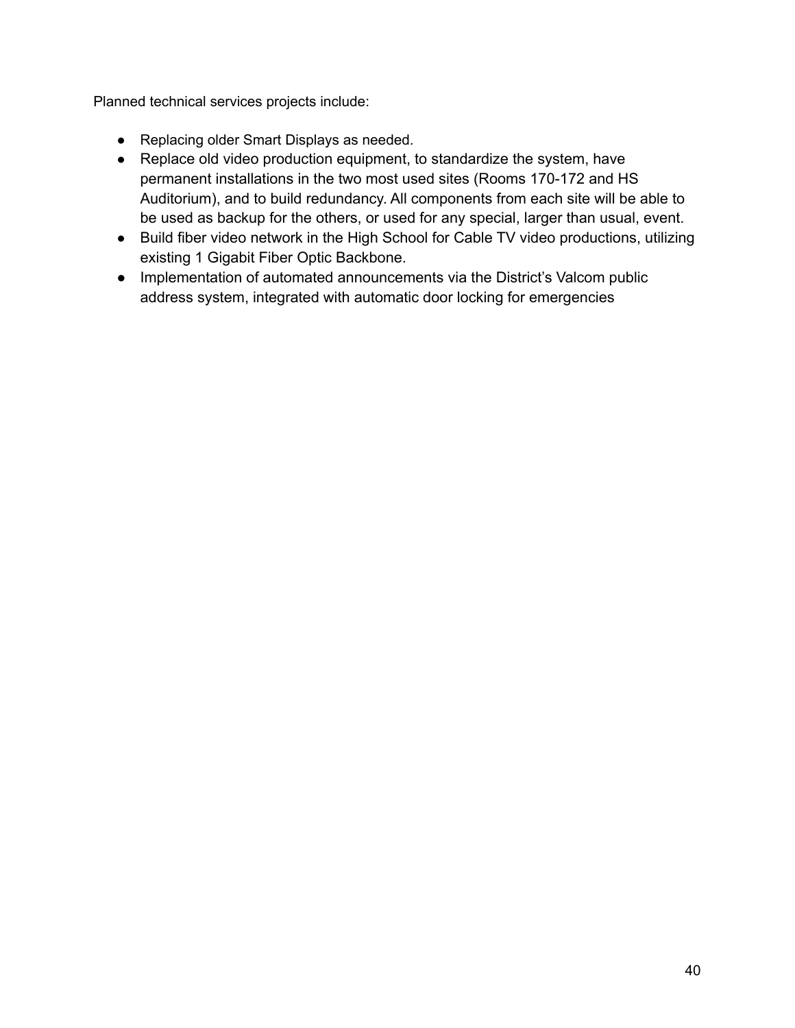Planned technical services projects include:

- Replacing older Smart Displays as needed.
- Replace old video production equipment, to standardize the system, have permanent installations in the two most used sites (Rooms 170-172 and HS Auditorium), and to build redundancy. All components from each site will be able to be used as backup for the others, or used for any special, larger than usual, event.
- Build fiber video network in the High School for Cable TV video productions, utilizing existing 1 Gigabit Fiber Optic Backbone.
- Implementation of automated announcements via the District's Valcom public address system, integrated with automatic door locking for emergencies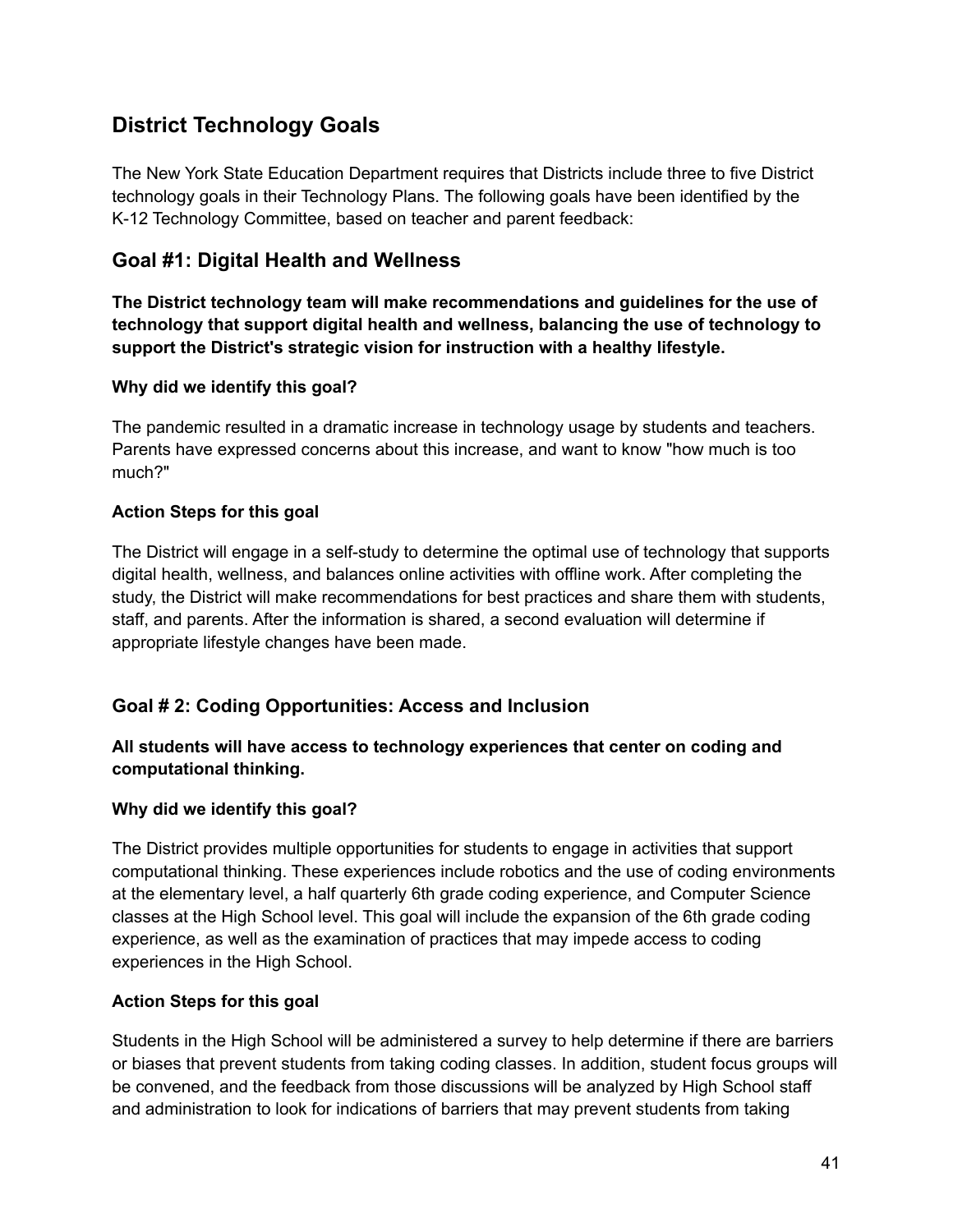## District Technology Goals

The New York State Education Department requires that Districts include three to five District technology goals in their Technology Plans. The following goals have been identified by the K-12 Technology Committee, based on teacher and parent feedback:

### Goal #1: Digital Health and Wellness

**The District technology team will make recommendations and guidelines for the use of technology that support digital health and wellness, balancing the use of technology to support the District's strategic vision for instruction with a healthy lifestyle.**

**Why did we identify this goal?**

The pandemic resulted in a dramatic increase in technology usage by students and teachers. Parents have expressed concerns about this increase, and want to know "how much is too much?"

**Action Steps for this goal**

The District will engage in a self-study to determine the optimal use of technology that supports digital health, wellness, and balances online activities with offline work. After completing the study, the District will make recommendations for best practices and share them with students, staff, and parents. After the information is shared, a second evaluation will determine if appropriate lifestyle changes have been made.

### Goal # 2: Coding Opportunities: Access and Inclusion

**All students will have access to technology experiences that center on coding and computational thinking.**

**Why did we identify this goal?**

The District provides multiple opportunities for students to engage in activities that support computational thinking. These experiences include robotics and the use of coding environments at the elementary level, a half quarterly 6th grade coding experience, and Computer Science classes at the High School level. This goal will include the expansion of the 6th grade coding experience, as well as the examination of practices that may impede access to coding experiences in the High School.

**Action Steps for this goal**

Students in the High School will be administered a survey to help determine if there are barriers or biases that prevent students from taking coding classes. In addition, student focus groups will be convened, and the feedback from those discussions will be analyzed by High School staff and administration to look for indications of barriers that may prevent students from taking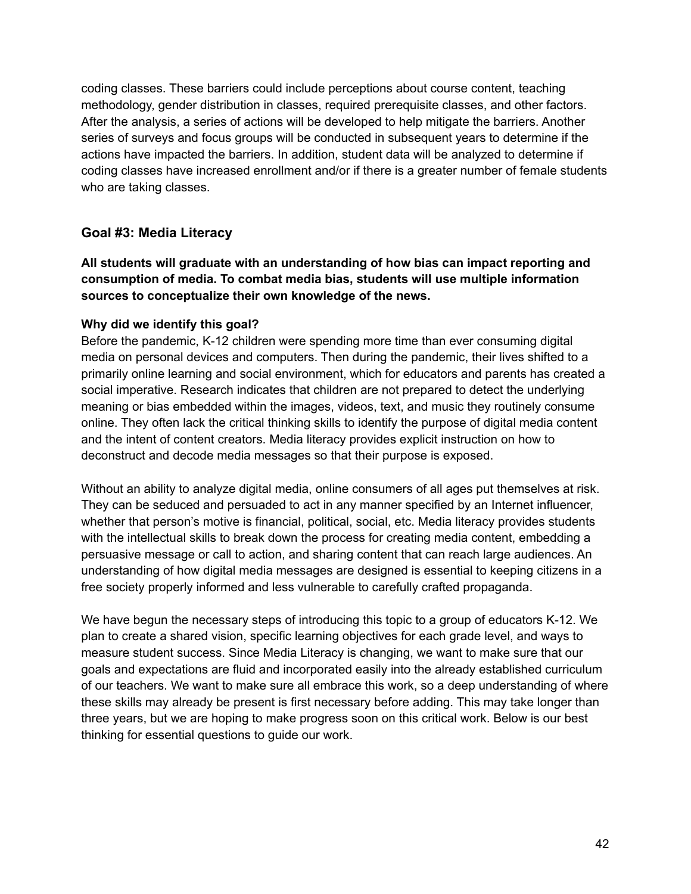coding classes. These barriers could include perceptions about course content, teaching methodology, gender distribution in classes, required prerequisite classes, and other factors. After the analysis, a series of actions will be developed to help mitigate the barriers. Another series of surveys and focus groups will be conducted in subsequent years to determine if the actions have impacted the barriers. In addition, student data will be analyzed to determine if coding classes have increased enrollment and/or if there is a greater number of female students who are taking classes.

### Goal #3: Media Literacy

**All students will graduate with an understanding of how bias can impact reporting and consumption of media. To combat media bias, students will use multiple information sources to conceptualize their own knowledge of the news.**

**Why did we identify this goal?**

Before the pandemic, K-12 children were spending more time than ever consuming digital media on personal devices and computers. Then during the pandemic, their lives shifted to a primarily online learning and social environment, which for educators and parents has created a social imperative. Research indicates that children are not prepared to detect the underlying meaning or bias embedded within the images, videos, text, and music they routinely consume online. They often lack the critical thinking skills to identify the purpose of digital media content and the intent of content creators. Media literacy provides explicit instruction on how to deconstruct and decode media messages so that their purpose is exposed.

Without an ability to analyze digital media, online consumers of all ages put themselves at risk. They can be seduced and persuaded to act in any manner specified by an Internet influencer, whether that person's motive is financial, political, social, etc. Media literacy provides students with the intellectual skills to break down the process for creating media content, embedding a persuasive message or call to action, and sharing content that can reach large audiences. An understanding of how digital media messages are designed is essential to keeping citizens in a free society properly informed and less vulnerable to carefully crafted propaganda.

We have begun the necessary steps of introducing this topic to a group of educators K-12. We plan to create a shared vision, specific learning objectives for each grade level, and ways to measure student success. Since Media Literacy is changing, we want to make sure that our goals and expectations are fluid and incorporated easily into the already established curriculum of our teachers. We want to make sure all embrace this work, so a deep understanding of where these skills may already be present is first necessary before adding. This may take longer than three years, but we are hoping to make progress soon on this critical work. Below is our best thinking for essential questions to guide our work.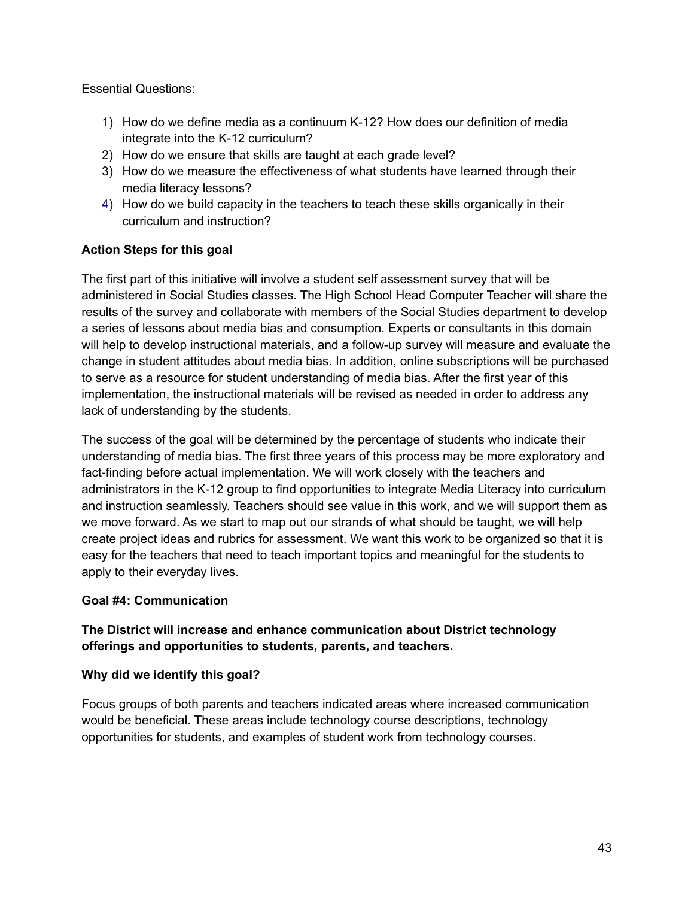Essential Questions:

1) How do we define media as a continuum K-12? How does our definition of media integrate into the K-12 curriculum?
2) How do we ensure that skills are taught at each grade level?
3) How do we measure the effectiveness of what students have learned through their media literacy lessons?
4) How do we build capacity in the teachers to teach these skills organically in their curriculum and instruction?

**Action Steps for this goal**

The first part of this initiative will involve a student self assessment survey that will be administered in Social Studies classes. The High School Head Computer Teacher will share the results of the survey and collaborate with members of the Social Studies department to develop a series of lessons about media bias and consumption. Experts or consultants in this domain will help to develop instructional materials, and a follow-up survey will measure and evaluate the change in student attitudes about media bias. In addition, online subscriptions will be purchased to serve as a resource for student understanding of media bias. After the first year of this implementation, the instructional materials will be revised as needed in order to address any lack of understanding by the students.

The success of the goal will be determined by the percentage of students who indicate their understanding of media bias. The first three years of this process may be more exploratory and fact-finding before actual implementation. We will work closely with the teachers and administrators in the K-12 group to find opportunities to integrate Media Literacy into curriculum and instruction seamlessly. Teachers should see value in this work, and we will support them as we move forward. As we start to map out our strands of what should be taught, we will help create project ideas and rubrics for assessment. We want this work to be organized so that it is easy for the teachers that need to teach important topics and meaningful for the students to apply to their everyday lives.

**Goal #4: Communication**

**The District will increase and enhance communication about District technology offerings and opportunities to students, parents, and teachers.**

**Why did we identify this goal?**

Focus groups of both parents and teachers indicated areas where increased communication would be beneficial. These areas include technology course descriptions, technology opportunities for students, and examples of student work from technology courses.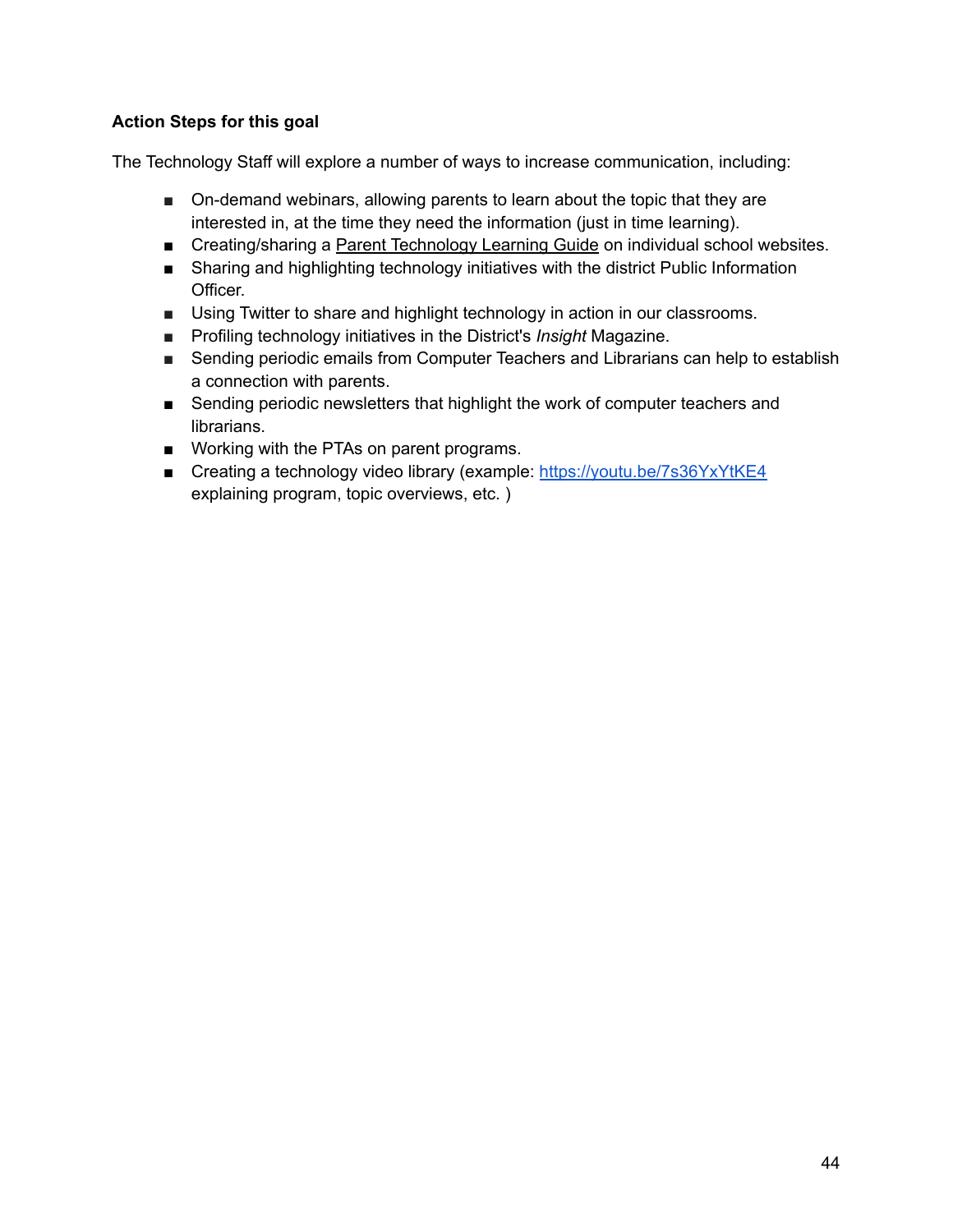**Action Steps for this goal**

The Technology Staff will explore a number of ways to increase communication, including:

- On-demand webinars, allowing parents to learn about the topic that they are interested in, at the time they need the information (just in time learning).
- Creating/sharing a Parent Technology Learning Guide on individual school websites.
- Sharing and highlighting technology initiatives with the district Public Information Officer.
- Using Twitter to share and highlight technology in action in our classrooms.
- Profiling technology initiatives in the District's *Insight* Magazine.
- Sending periodic emails from Computer Teachers and Librarians can help to establish a connection with parents.
- Sending periodic newsletters that highlight the work of computer teachers and librarians.
- Working with the PTAs on parent programs.
- Creating a technology video library (example: https://youtu.be/7s36YxYtKE4 explaining program, topic overviews, etc. )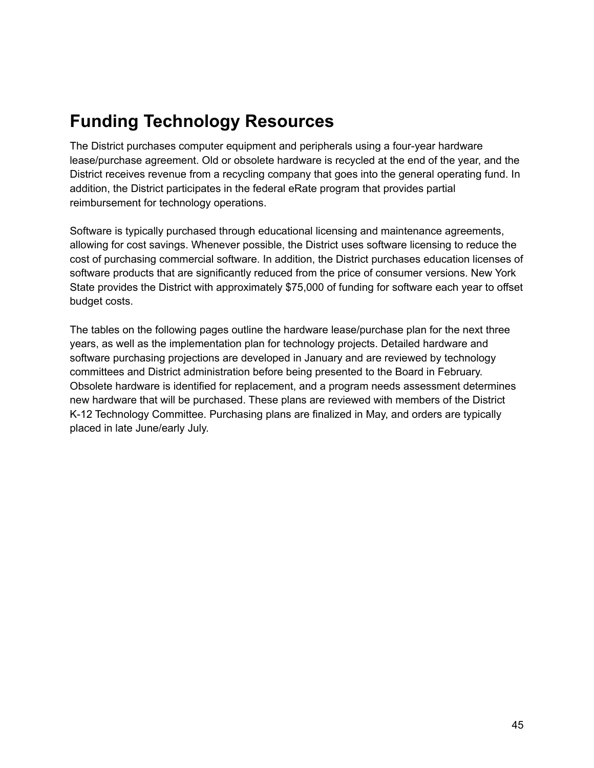# Funding Technology Resources

The District purchases computer equipment and peripherals using a four-year hardware lease/purchase agreement. Old or obsolete hardware is recycled at the end of the year, and the District receives revenue from a recycling company that goes into the general operating fund. In addition, the District participates in the federal eRate program that provides partial reimbursement for technology operations.

Software is typically purchased through educational licensing and maintenance agreements, allowing for cost savings. Whenever possible, the District uses software licensing to reduce the cost of purchasing commercial software. In addition, the District purchases education licenses of software products that are significantly reduced from the price of consumer versions. New York State provides the District with approximately $75,000 of funding for software each year to offset budget costs.

The tables on the following pages outline the hardware lease/purchase plan for the next three years, as well as the implementation plan for technology projects. Detailed hardware and software purchasing projections are developed in January and are reviewed by technology committees and District administration before being presented to the Board in February. Obsolete hardware is identified for replacement, and a program needs assessment determines new hardware that will be purchased. These plans are reviewed with members of the District K-12 Technology Committee. Purchasing plans are finalized in May, and orders are typically placed in late June/early July.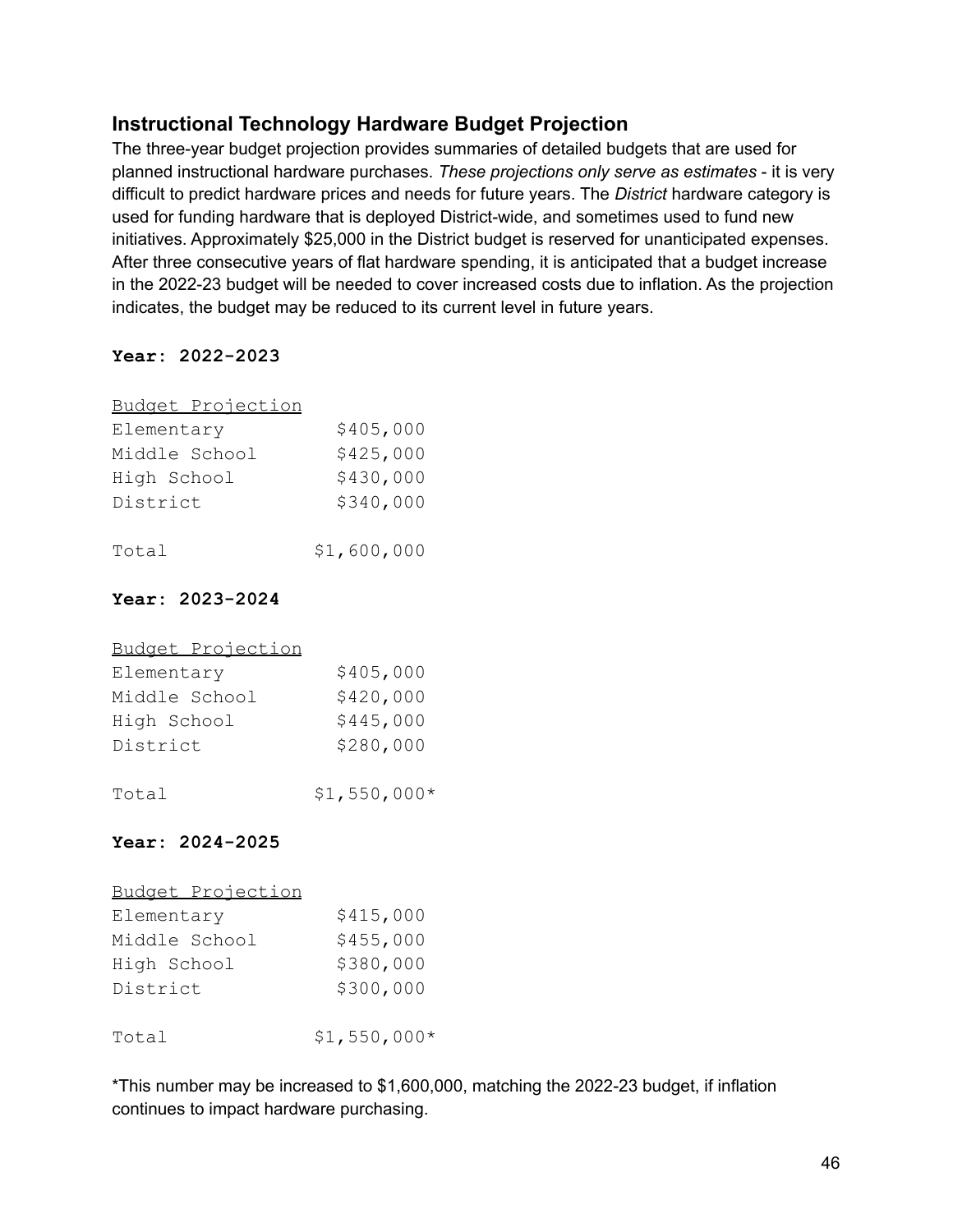## Instructional Technology Hardware Budget Projection

The three-year budget projection provides summaries of detailed budgets that are used for planned instructional hardware purchases. *These projections only serve as estimates* - it is very difficult to predict hardware prices and needs for future years. The *District* hardware category is used for funding hardware that is deployed District-wide, and sometimes used to fund new initiatives. Approximately $25,000 in the District budget is reserved for unanticipated expenses. After three consecutive years of flat hardware spending, it is anticipated that a budget increase in the 2022-23 budget will be needed to cover increased costs due to inflation. As the projection indicates, the budget may be reduced to its current level in future years.

**Year: 2022-2023**

| Budget Projection | |
|---|---|
| Elementary | $405,000 |
| Middle School | $425,000 |
| High School | $430,000 |
| District | $340,000 |
| Total | $1,600,000 |

**Year: 2023-2024**

| Budget Projection | |
|---|---|
| Elementary | $405,000 |
| Middle School | $420,000 |
| High School | $445,000 |
| District | $280,000 |
| Total | $1,550,000* |

**Year: 2024-2025**

| Budget Projection | |
|---|---|
| Elementary | $415,000 |
| Middle School | $455,000 |
| High School | $380,000 |
| District | $300,000 |
| Total | $1,550,000* |

*This number may be increased to $1,600,000, matching the 2022-23 budget, if inflation continues to impact hardware purchasing.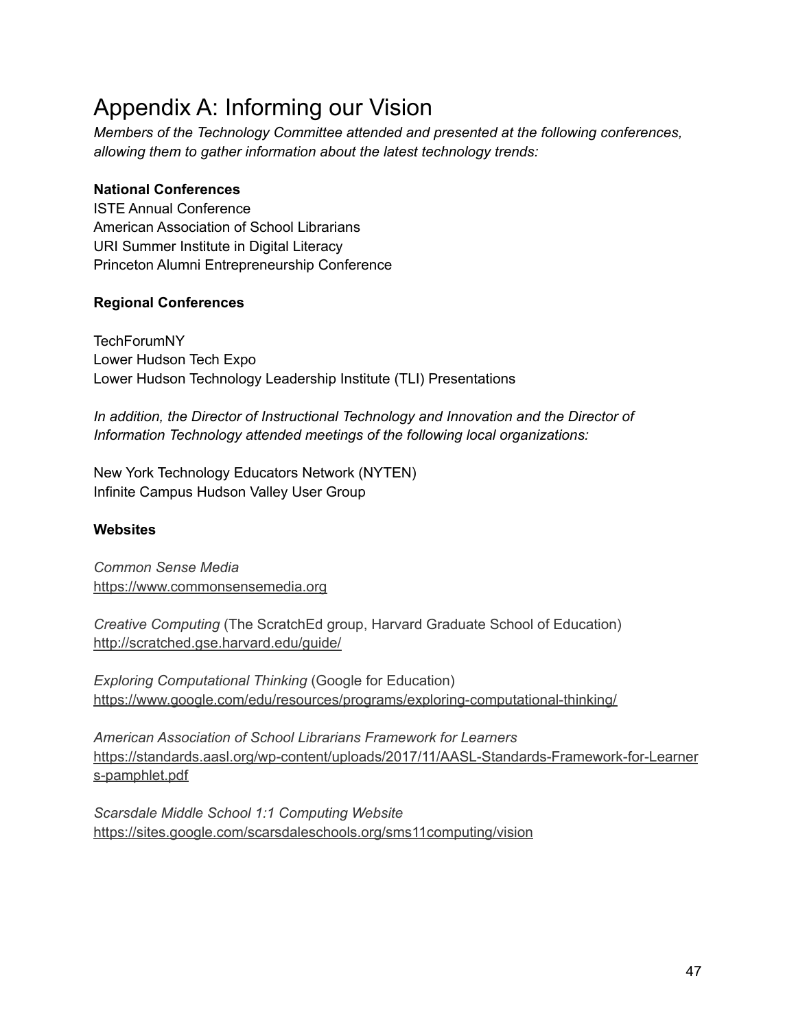# Appendix A: Informing our Vision

*Members of the Technology Committee attended and presented at the following conferences, allowing them to gather information about the latest technology trends:*

**National Conferences**

ISTE Annual Conference
American Association of School Librarians
URI Summer Institute in Digital Literacy
Princeton Alumni Entrepreneurship Conference

**Regional Conferences**

TechForumNY
Lower Hudson Tech Expo
Lower Hudson Technology Leadership Institute (TLI) Presentations

*In addition, the Director of Instructional Technology and Innovation and the Director of Information Technology attended meetings of the following local organizations:*

New York Technology Educators Network (NYTEN)
Infinite Campus Hudson Valley User Group

**Websites**

*Common Sense Media*
https://www.commonsensemedia.org

*Creative Computing* (The ScratchEd group, Harvard Graduate School of Education)
http://scratched.gse.harvard.edu/guide/

*Exploring Computational Thinking* (Google for Education)
https://www.google.com/edu/resources/programs/exploring-computational-thinking/

*American Association of School Librarians Framework for Learners*
https://standards.aasl.org/wp-content/uploads/2017/11/AASL-Standards-Framework-for-Learners-pamphlet.pdf

*Scarsdale Middle School 1:1 Computing Website*
https://sites.google.com/scarsdaleschools.org/sms11computing/vision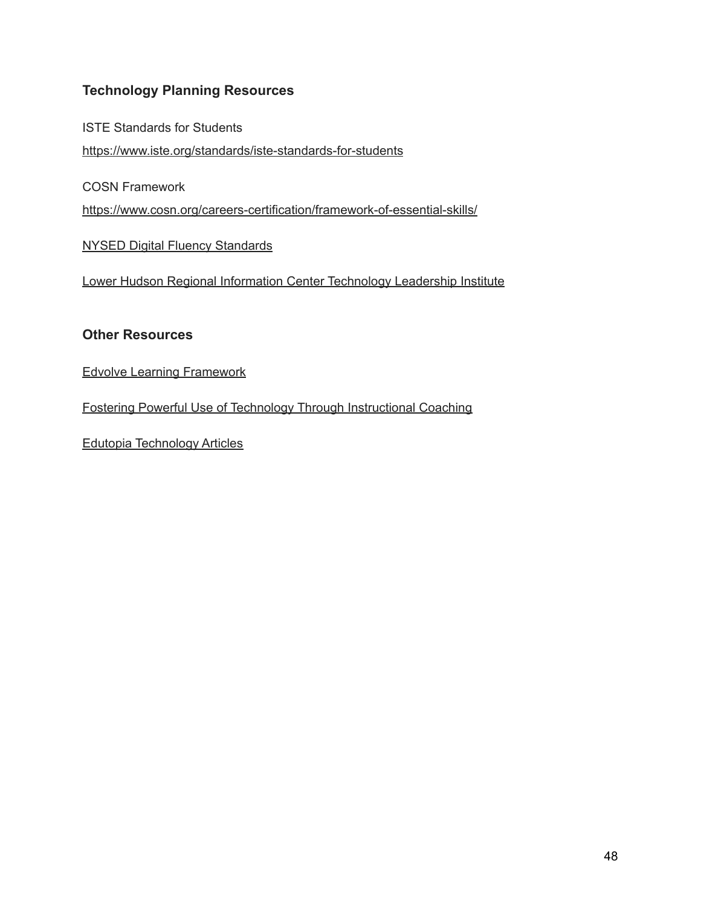## Technology Planning Resources

ISTE Standards for Students

https://www.iste.org/standards/iste-standards-for-students

COSN Framework

https://www.cosn.org/careers-certification/framework-of-essential-skills/

NYSED Digital Fluency Standards

Lower Hudson Regional Information Center Technology Leadership Institute

## Other Resources

Edvolve Learning Framework

Fostering Powerful Use of Technology Through Instructional Coaching

Edutopia Technology Articles